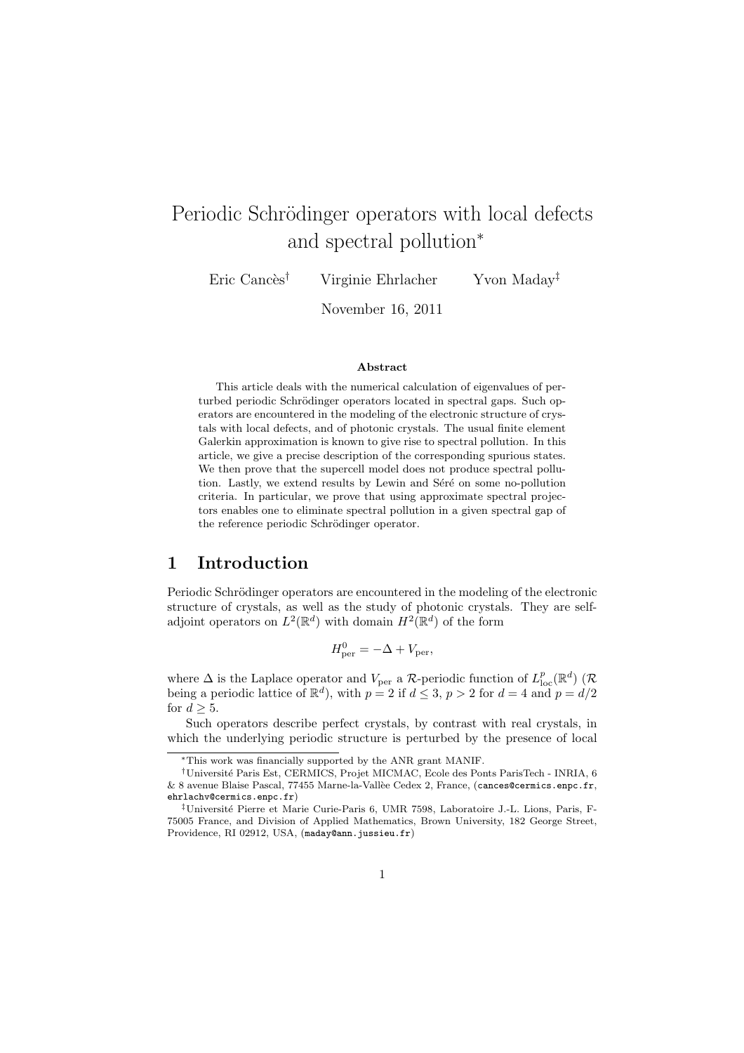# Periodic Schrödinger operators with local defects and spectral pollution*

Eric Cancès[†] Virginie Ehrlacher Yvon Maday[‡]

November 16, 2011

### Abstract

This article deals with the numerical calculation of eigenvalues of perturbed periodic Schrödinger operators located in spectral gaps. Such operators are encountered in the modeling of the electronic structure of crystals with local defects, and of photonic crystals. The usual finite element Galerkin approximation is known to give rise to spectral pollution. In this article, we give a precise description of the corresponding spurious states. We then prove that the supercell model does not produce spectral pollution. Lastly, we extend results by Lewin and Séré on some no-pollution criteria. In particular, we prove that using approximate spectral projectors enables one to eliminate spectral pollution in a given spectral gap of the reference periodic Schrödinger operator.

## 1 Introduction

Periodic Schrödinger operators are encountered in the modeling of the electronic structure of crystals, as well as the study of photonic crystals. They are self-adjoint operators on $L^2(\mathbb{R}^d)$ with domain $H^2(\mathbb{R}^d)$ of the form

$$H^0_{\rm per} = -\Delta + V_{\rm per},$$

where $\Delta$ is the Laplace operator and $V_{\rm per}$ a $\mathcal{R}$-periodic function of $L^p_{\rm loc}(\mathbb{R}^d)$ ($\mathcal{R}$ being a periodic lattice of $\mathbb{R}^d$), with $p = 2$ if $d \leq 3$, $p > 2$ for $d = 4$ and $p = d/2$ for $d \geq 5$.

Such operators describe perfect crystals, by contrast with real crystals, in which the underlying periodic structure is perturbed by the presence of local

---

*This work was financially supported by the ANR grant MANIF.

[†]Université Paris Est, CERMICS, Projet MICMAC, Ecole des Ponts ParisTech - INRIA, 6 & 8 avenue Blaise Pascal, 77455 Marne-la-Vallèe Cedex 2, France, (cances@cermics.enpc.fr, ehrlachv@cermics.enpc.fr)

[‡]Université Pierre et Marie Curie-Paris 6, UMR 7598, Laboratoire J.-L. Lions, Paris, F-75005 France, and Division of Applied Mathematics, Brown University, 182 George Street, Providence, RI 02912, USA, (maday@ann.jussieu.fr)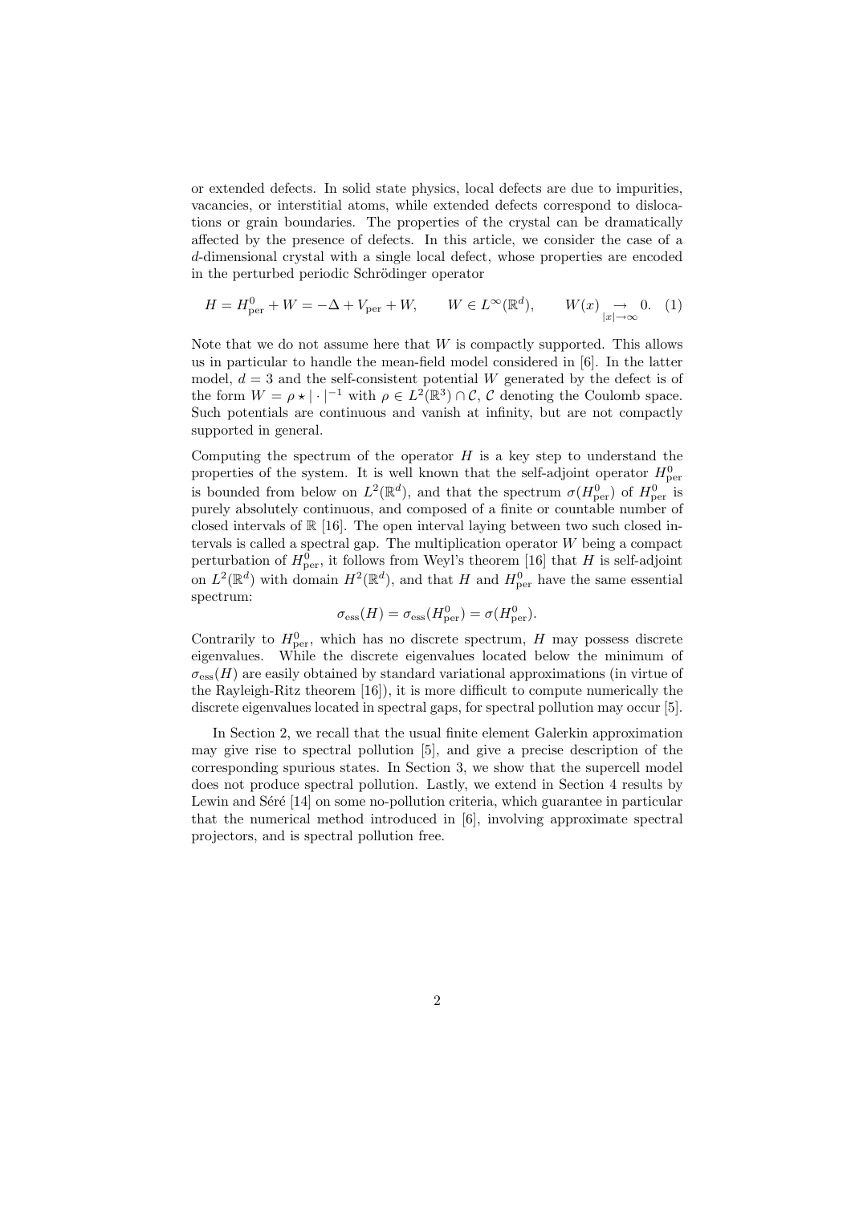or extended defects. In solid state physics, local defects are due to impurities, vacancies, or interstitial atoms, while extended defects correspond to dislocations or grain boundaries. The properties of the crystal can be dramatically affected by the presence of defects. In this article, we consider the case of a $d$-dimensional crystal with a single local defect, whose properties are encoded in the perturbed periodic Schrödinger operator

$$H = H^0_{\rm per} + W = -\Delta + V_{\rm per} + W, \qquad W \in L^\infty(\mathbb{R}^d), \qquad W(x) \underset{|x|\to\infty}{\to} 0. \quad (1)$$

Note that we do not assume here that $W$ is compactly supported. This allows us in particular to handle the mean-field model considered in [6]. In the latter model, $d = 3$ and the self-consistent potential $W$ generated by the defect is of the form $W = \rho \star |\cdot|^{-1}$ with $\rho \in L^2(\mathbb{R}^3) \cap \mathcal{C}$, $\mathcal{C}$ denoting the Coulomb space. Such potentials are continuous and vanish at infinity, but are not compactly supported in general.

Computing the spectrum of the operator $H$ is a key step to understand the properties of the system. It is well known that the self-adjoint operator $H^0_{\rm per}$ is bounded from below on $L^2(\mathbb{R}^d)$, and that the spectrum $\sigma(H^0_{\rm per})$ of $H^0_{\rm per}$ is purely absolutely continuous, and composed of a finite or countable number of closed intervals of $\mathbb{R}$ [16]. The open interval laying between two such closed intervals is called a spectral gap. The multiplication operator $W$ being a compact perturbation of $H^0_{\rm per}$, it follows from Weyl's theorem [16] that $H$ is self-adjoint on $L^2(\mathbb{R}^d)$ with domain $H^2(\mathbb{R}^d)$, and that $H$ and $H^0_{\rm per}$ have the same essential spectrum:

$$\sigma_{\rm ess}(H) = \sigma_{\rm ess}(H^0_{\rm per}) = \sigma(H^0_{\rm per}).$$

Contrarily to $H^0_{\rm per}$, which has no discrete spectrum, $H$ may possess discrete eigenvalues. While the discrete eigenvalues located below the minimum of $\sigma_{\rm ess}(H)$ are easily obtained by standard variational approximations (in virtue of the Rayleigh-Ritz theorem [16]), it is more difficult to compute numerically the discrete eigenvalues located in spectral gaps, for spectral pollution may occur [5].

In Section 2, we recall that the usual finite element Galerkin approximation may give rise to spectral pollution [5], and give a precise description of the corresponding spurious states. In Section 3, we show that the supercell model does not produce spectral pollution. Lastly, we extend in Section 4 results by Lewin and Séré [14] on some no-pollution criteria, which guarantee in particular that the numerical method introduced in [6], involving approximate spectral projectors, and is spectral pollution free.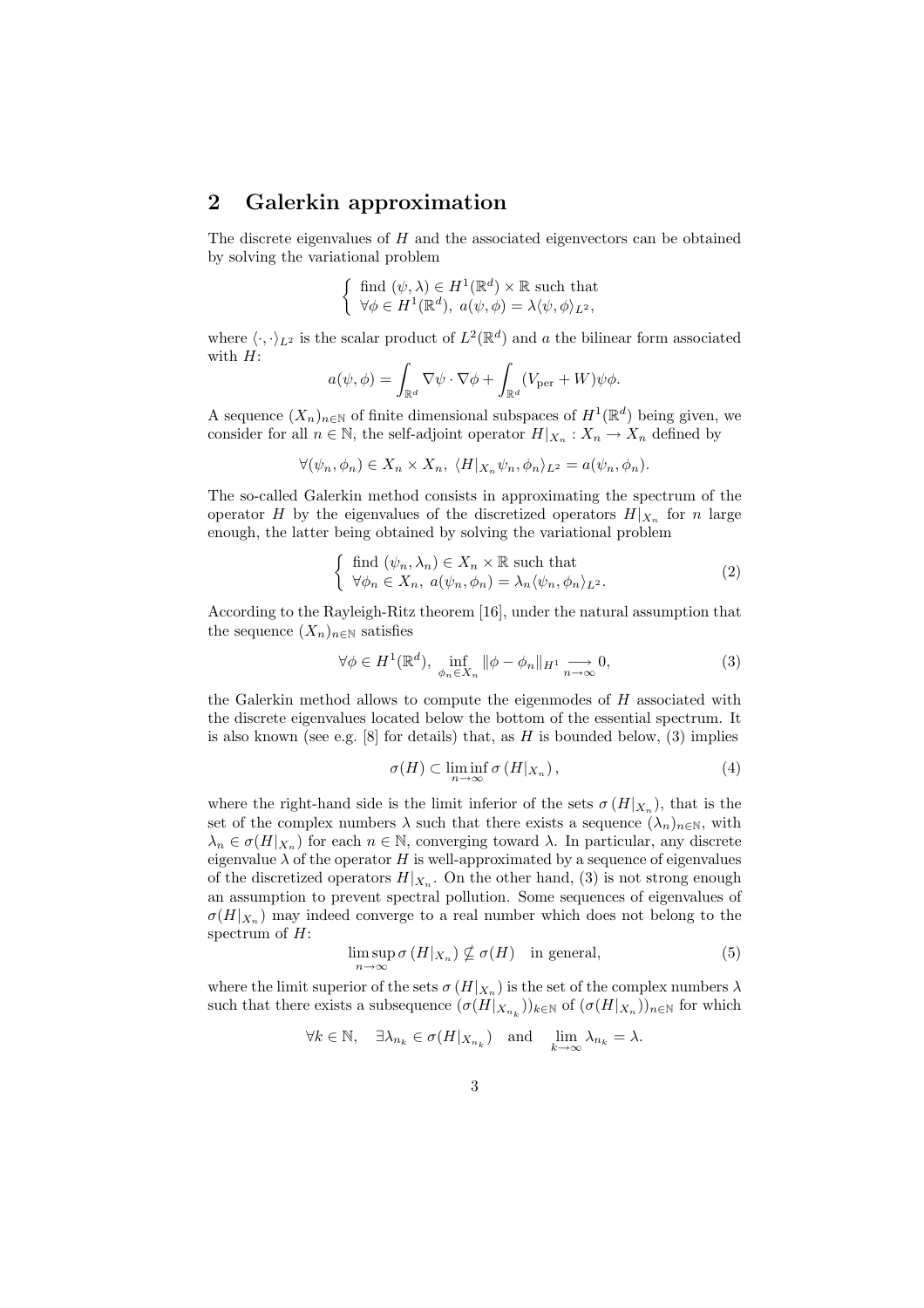## 2 Galerkin approximation

The discrete eigenvalues of $H$ and the associated eigenvectors can be obtained by solving the variational problem

$$\left\{ \begin{array}{l} \text{find } (\psi, \lambda) \in H^1(\mathbb{R}^d) \times \mathbb{R} \text{ such that} \\ \forall \phi \in H^1(\mathbb{R}^d),\ a(\psi, \phi) = \lambda \langle \psi, \phi \rangle_{L^2}, \end{array} \right.$$

where $\langle \cdot, \cdot \rangle_{L^2}$ is the scalar product of $L^2(\mathbb{R}^d)$ and $a$ the bilinear form associated with $H$:

$$a(\psi, \phi) = \int_{\mathbb{R}^d} \nabla \psi \cdot \nabla \phi + \int_{\mathbb{R}^d} (V_{\rm per} + W) \psi \phi.$$

A sequence $(X_n)_{n \in \mathbb{N}}$ of finite dimensional subspaces of $H^1(\mathbb{R}^d)$ being given, we consider for all $n \in \mathbb{N}$, the self-adjoint operator $H|_{X_n} : X_n \to X_n$ defined by

$$\forall (\psi_n, \phi_n) \in X_n \times X_n,\ \langle H|_{X_n} \psi_n, \phi_n \rangle_{L^2} = a(\psi_n, \phi_n).$$

The so-called Galerkin method consists in approximating the spectrum of the operator $H$ by the eigenvalues of the discretized operators $H|_{X_n}$ for $n$ large enough, the latter being obtained by solving the variational problem

$$\left\{ \begin{array}{l} \text{find } (\psi_n, \lambda_n) \in X_n \times \mathbb{R} \text{ such that} \\ \forall \phi_n \in X_n,\ a(\psi_n, \phi_n) = \lambda_n \langle \psi_n, \phi_n \rangle_{L^2}. \end{array} \right. \tag{2}$$

According to the Rayleigh-Ritz theorem [16], under the natural assumption that the sequence $(X_n)_{n \in \mathbb{N}}$ satisfies

$$\forall \phi \in H^1(\mathbb{R}^d),\ \inf_{\phi_n \in X_n} \|\phi - \phi_n\|_{H^1} \underset{n \to \infty}{\longrightarrow} 0, \tag{3}$$

the Galerkin method allows to compute the eigenmodes of $H$ associated with the discrete eigenvalues located below the bottom of the essential spectrum. It is also known (see e.g. [8] for details) that, as $H$ is bounded below, (3) implies

$$\sigma(H) \subset \liminf_{n \to \infty} \sigma\left(H|_{X_n}\right), \tag{4}$$

where the right-hand side is the limit inferior of the sets $\sigma\left(H|_{X_n}\right)$, that is the set of the complex numbers $\lambda$ such that there exists a sequence $(\lambda_n)_{n \in \mathbb{N}}$, with $\lambda_n \in \sigma(H|_{X_n})$ for each $n \in \mathbb{N}$, converging toward $\lambda$. In particular, any discrete eigenvalue $\lambda$ of the operator $H$ is well-approximated by a sequence of eigenvalues of the discretized operators $H|_{X_n}$. On the other hand, (3) is not strong enough an assumption to prevent spectral pollution. Some sequences of eigenvalues of $\sigma(H|_{X_n})$ may indeed converge to a real number which does not belong to the spectrum of $H$:

$$\limsup_{n \to \infty} \sigma\left(H|_{X_n}\right) \nsubseteq \sigma(H) \quad \text{in general,} \tag{5}$$

where the limit superior of the sets $\sigma\left(H|_{X_n}\right)$ is the set of the complex numbers $\lambda$ such that there exists a subsequence $(\sigma(H|_{X_{n_k}}))_{k \in \mathbb{N}}$ of $(\sigma(H|_{X_n}))_{n \in \mathbb{N}}$ for which

$$\forall k \in \mathbb{N}, \quad \exists \lambda_{n_k} \in \sigma(H|_{X_{n_k}}) \quad \text{and} \quad \lim_{k \to \infty} \lambda_{n_k} = \lambda.$$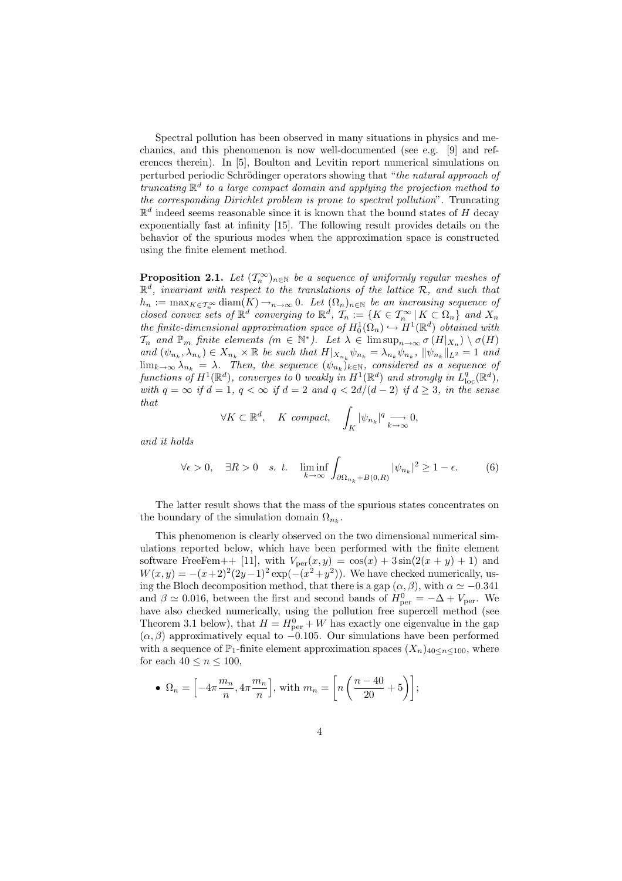Spectral pollution has been observed in many situations in physics and mechanics, and this phenomenon is now well-documented (see e.g. [9] and references therein). In [5], Boulton and Levitin report numerical simulations on perturbed periodic Schrödinger operators showing that "*the natural approach of truncating $\mathbb{R}^d$ to a large compact domain and applying the projection method to the corresponding Dirichlet problem is prone to spectral pollution*". Truncating $\mathbb{R}^d$ indeed seems reasonable since it is known that the bound states of $H$ decay exponentially fast at infinity [15]. The following result provides details on the behavior of the spurious modes when the approximation space is constructed using the finite element method.

**Proposition 2.1.** *Let $(\mathcal{T}_n^\infty)_{n\in\mathbb{N}}$ be a sequence of uniformly regular meshes of $\mathbb{R}^d$, invariant with respect to the translations of the lattice $\mathcal{R}$, and such that $h_n := \max_{K\in\mathcal{T}_n^\infty} \operatorname{diam}(K) \to_{n\to\infty} 0$. Let $(\Omega_n)_{n\in\mathbb{N}}$ be an increasing sequence of closed convex sets of $\mathbb{R}^d$ converging to $\mathbb{R}^d$, $\mathcal{T}_n := \{K \in \mathcal{T}_n^\infty \,|\, K \subset \Omega_n\}$ and $X_n$ the finite-dimensional approximation space of $H_0^1(\Omega_n) \hookrightarrow H^1(\mathbb{R}^d)$ obtained with $\mathcal{T}_n$ and $\mathbb{P}_m$ finite elements ($m \in \mathbb{N}^*$). Let $\lambda \in \limsup_{n\to\infty} \sigma\left(H|_{X_n}\right) \setminus \sigma(H)$ and $(\psi_{n_k}, \lambda_{n_k}) \in X_{n_k} \times \mathbb{R}$ be such that $H|_{X_{n_k}} \psi_{n_k} = \lambda_{n_k} \psi_{n_k}$, $\|\psi_{n_k}\|_{L^2} = 1$ and $\lim_{k\to\infty} \lambda_{n_k} = \lambda$. Then, the sequence $(\psi_{n_k})_{k\in\mathbb{N}}$, considered as a sequence of functions of $H^1(\mathbb{R}^d)$, converges to 0 weakly in $H^1(\mathbb{R}^d)$ and strongly in $L^q_{\rm loc}(\mathbb{R}^d)$, with $q = \infty$ if $d = 1$, $q < \infty$ if $d = 2$ and $q < 2d/(d-2)$ if $d \geq 3$, in the sense that*

$$\forall K \subset \mathbb{R}^d, \quad K \text{ compact}, \quad \int_K |\psi_{n_k}|^q \underset{k\to\infty}{\longrightarrow} 0,$$

*and it holds*

$$\forall \epsilon > 0, \quad \exists R > 0 \quad s.\ t. \quad \liminf_{k\to\infty} \int_{\partial\Omega_{n_k} + B(0,R)} |\psi_{n_k}|^2 \geq 1 - \epsilon. \tag{6}$$

The latter result shows that the mass of the spurious states concentrates on the boundary of the simulation domain $\Omega_{n_k}$.

This phenomenon is clearly observed on the two dimensional numerical simulations reported below, which have been performed with the finite element software FreeFem++ [11], with $V_{\rm per}(x,y) = \cos(x) + 3\sin(2(x+y)+1)$ and $W(x,y) = -(x+2)^2(2y-1)^2\exp(-(x^2+y^2))$. We have checked numerically, using the Bloch decomposition method, that there is a gap $(\alpha,\beta)$, with $\alpha \simeq -0.341$ and $\beta \simeq 0.016$, between the first and second bands of $H^0_{\rm per} = -\Delta + V_{\rm per}$. We have also checked numerically, using the pollution free supercell method (see Theorem 3.1 below), that $H = H^0_{\rm per} + W$ has exactly one eigenvalue in the gap $(\alpha,\beta)$ approximatively equal to $-0.105$. Our simulations have been performed with a sequence of $\mathbb{P}_1$-finite element approximation spaces $(X_n)_{40\leq n\leq 100}$, where for each $40 \leq n \leq 100$,

- $\Omega_n = \left[-4\pi\frac{m_n}{n}, 4\pi\frac{m_n}{n}\right]$, with $m_n = \left[n\left(\frac{n-40}{20} + 5\right)\right]$;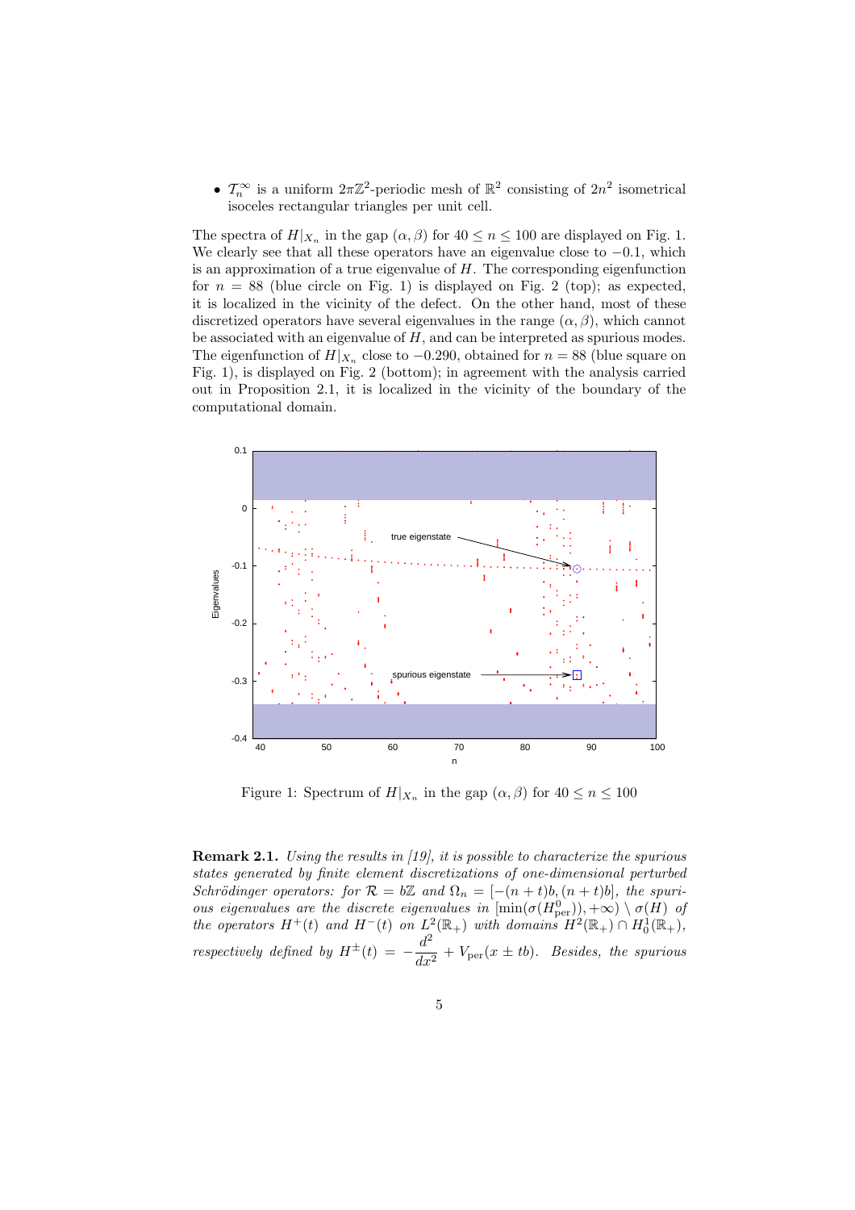- $\mathcal{T}_n^\infty$ is a uniform $2\pi\mathbb{Z}^2$-periodic mesh of $\mathbb{R}^2$ consisting of $2n^2$ isometrical isoceles rectangular triangles per unit cell.

The spectra of $H|_{X_n}$ in the gap $(\alpha, \beta)$ for $40 \le n \le 100$ are displayed on Fig. 1. We clearly see that all these operators have an eigenvalue close to $-0.1$, which is an approximation of a true eigenvalue of $H$. The corresponding eigenfunction for $n = 88$ (blue circle on Fig. 1) is displayed on Fig. 2 (top); as expected, it is localized in the vicinity of the defect. On the other hand, most of these discretized operators have several eigenvalues in the range $(\alpha, \beta)$, which cannot be associated with an eigenvalue of $H$, and can be interpreted as spurious modes. The eigenfunction of $H|_{X_n}$ close to $-0.290$, obtained for $n = 88$ (blue square on Fig. 1), is displayed on Fig. 2 (bottom); in agreement with the analysis carried out in Proposition 2.1, it is localized in the vicinity of the boundary of the computational domain.

Figure 1: Spectrum of $H|_{X_n}$ in the gap $(\alpha, \beta)$ for $40 \le n \le 100$

**Remark 2.1.** *Using the results in [19], it is possible to characterize the spurious states generated by finite element discretizations of one-dimensional perturbed Schrödinger operators: for $\mathcal{R} = b\mathbb{Z}$ and $\Omega_n = [-(n+t)b, (n+t)b]$, the spurious eigenvalues are the discrete eigenvalues in $[\min(\sigma(H^0_{\rm per})), +\infty) \setminus \sigma(H)$ of the operators $H^+(t)$ and $H^-(t)$ on $L^2(\mathbb{R}_+)$ with domains $H^2(\mathbb{R}_+) \cap H^1_0(\mathbb{R}_+)$, respectively defined by $H^\pm(t) = -\dfrac{d^2}{dx^2} + V_{\rm per}(x \pm tb)$. Besides, the spurious*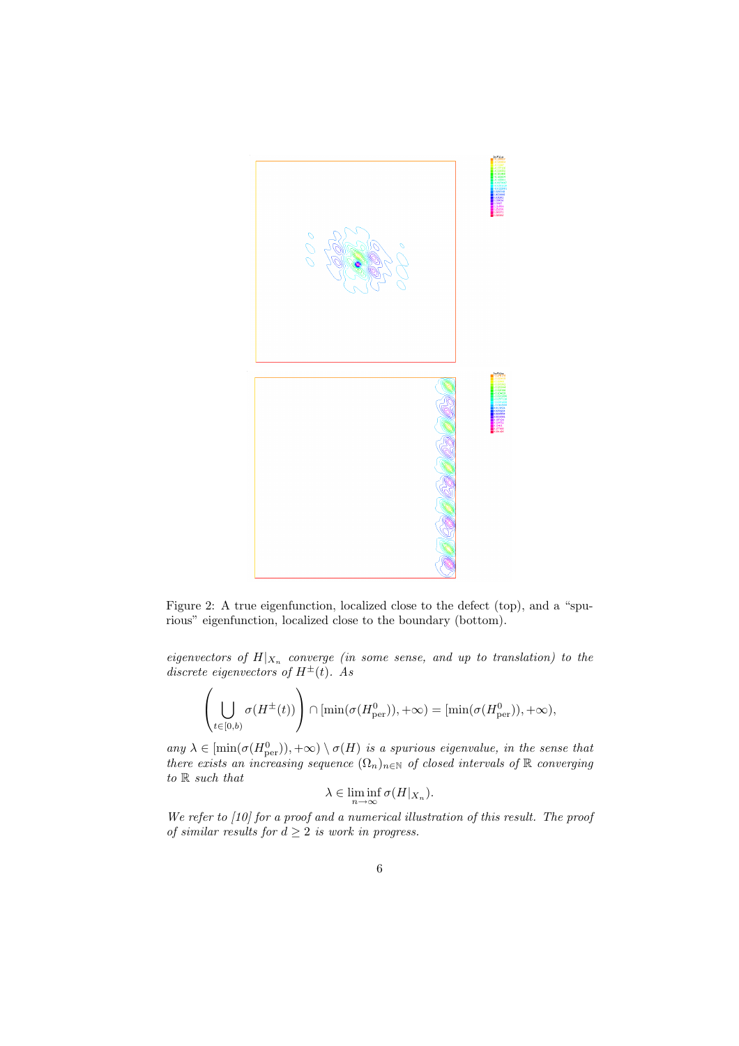Figure 2: A true eigenfunction, localized close to the defect (top), and a "spurious" eigenfunction, localized close to the boundary (bottom).

*eigenvectors of $H|_{X_n}$ converge (in some sense, and up to translation) to the discrete eigenvectors of $H^{\pm}(t)$. As*

$$\left( \bigcup_{t\in[0,b)} \sigma(H^{\pm}(t)) \right) \cap [\min(\sigma(H^0_{\rm per})), +\infty) = [\min(\sigma(H^0_{\rm per})), +\infty),$$

*any $\lambda \in [\min(\sigma(H^0_{\rm per})), +\infty) \setminus \sigma(H)$ is a spurious eigenvalue, in the sense that there exists an increasing sequence $(\Omega_n)_{n\in\mathbb{N}}$ of closed intervals of $\mathbb{R}$ converging to $\mathbb{R}$ such that*

$$\lambda \in \liminf_{n\to\infty} \sigma(H|_{X_n}).$$

*We refer to [10] for a proof and a numerical illustration of this result. The proof of similar results for $d \geq 2$ is work in progress.*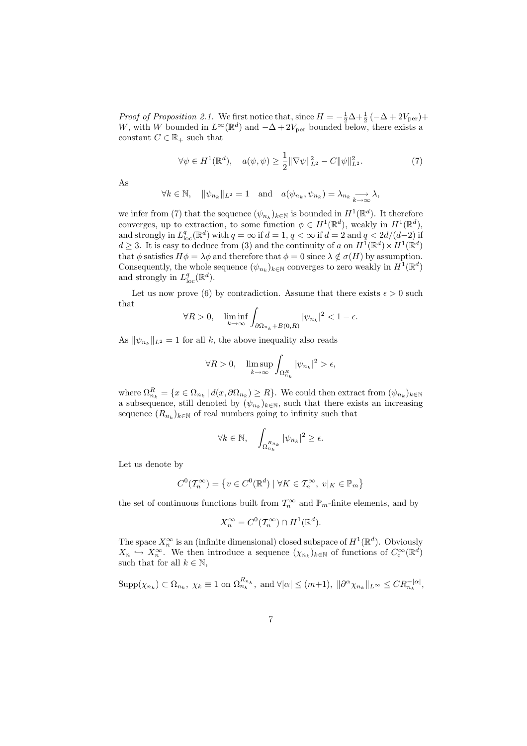*Proof of Proposition 2.1.* We first notice that, since $H = -\frac{1}{2}\Delta + \frac{1}{2}\left(-\Delta + 2V_{\rm per}\right) + W$, with $W$ bounded in $L^\infty(\mathbb{R}^d)$ and $-\Delta + 2V_{\rm per}$ bounded below, there exists a constant $C \in \mathbb{R}_+$ such that

$$\forall \psi \in H^1(\mathbb{R}^d), \quad a(\psi,\psi) \geq \frac{1}{2}\|\nabla \psi\|_{L^2}^2 - C\|\psi\|_{L^2}^2. \tag{7}$$

As

$$\forall k \in \mathbb{N}, \quad \|\psi_{n_k}\|_{L^2} = 1 \quad \text{and} \quad a(\psi_{n_k},\psi_{n_k}) = \lambda_{n_k} \underset{k\to\infty}{\longrightarrow} \lambda,$$

we infer from (7) that the sequence $(\psi_{n_k})_{k\in\mathbb{N}}$ is bounded in $H^1(\mathbb{R}^d)$. It therefore converges, up to extraction, to some function $\phi \in H^1(\mathbb{R}^d)$, weakly in $H^1(\mathbb{R}^d)$, and strongly in $L^q_{\rm loc}(\mathbb{R}^d)$ with $q = \infty$ if $d = 1$, $q < \infty$ if $d = 2$ and $q < 2d/(d-2)$ if $d \geq 3$. It is easy to deduce from (3) and the continuity of $a$ on $H^1(\mathbb{R}^d) \times H^1(\mathbb{R}^d)$ that $\phi$ satisfies $H\phi = \lambda\phi$ and therefore that $\phi = 0$ since $\lambda \notin \sigma(H)$ by assumption. Consequently, the whole sequence $(\psi_{n_k})_{k\in\mathbb{N}}$ converges to zero weakly in $H^1(\mathbb{R}^d)$ and strongly in $L^q_{\rm loc}(\mathbb{R}^d)$.

Let us now prove (6) by contradiction. Assume that there exists $\epsilon > 0$ such that

$$\forall R > 0, \quad \liminf_{k\to\infty} \int_{\partial\Omega_{n_k} + B(0,R)} |\psi_{n_k}|^2 < 1 - \epsilon.$$

As $\|\psi_{n_k}\|_{L^2} = 1$ for all $k$, the above inequality also reads

$$\forall R > 0, \quad \limsup_{k\to\infty} \int_{\Omega_{n_k}^R} |\psi_{n_k}|^2 > \epsilon,$$

where $\Omega_{n_k}^R = \{x \in \Omega_{n_k} \,|\, d(x,\partial\Omega_{n_k}) \geq R\}$. We could then extract from $(\psi_{n_k})_{k\in\mathbb{N}}$ a subsequence, still denoted by $(\psi_{n_k})_{k\in\mathbb{N}}$, such that there exists an increasing sequence $(R_{n_k})_{k\in\mathbb{N}}$ of real numbers going to infinity such that

$$\forall k \in \mathbb{N}, \quad \int_{\Omega_{n_k}^{R_{n_k}}} |\psi_{n_k}|^2 \geq \epsilon.$$

Let us denote by

$$C^0(\mathcal{T}_n^\infty) = \left\{ v \in C^0(\mathbb{R}^d) \mid \forall K \in \mathcal{T}_n^\infty, \ v|_K \in \mathbb{P}_m \right\}$$

the set of continuous functions built from $\mathcal{T}_n^\infty$ and $\mathbb{P}_m$-finite elements, and by

$$X_n^\infty = C^0(\mathcal{T}_n^\infty) \cap H^1(\mathbb{R}^d).$$

The space $X_n^\infty$ is an (infinite dimensional) closed subspace of $H^1(\mathbb{R}^d)$. Obviously $X_n \hookrightarrow X_n^\infty$. We then introduce a sequence $(\chi_{n_k})_{k\in\mathbb{N}}$ of functions of $C_{\rm c}^\infty(\mathbb{R}^d)$ such that for all $k \in \mathbb{N}$,

$$\mathrm{Supp}(\chi_{n_k}) \subset \Omega_{n_k}, \ \chi_k \equiv 1 \text{ on } \Omega_{n_k}^{R_{n_k}}, \text{ and } \forall |\alpha| \leq (m+1), \ \|\partial^\alpha \chi_{n_k}\|_{L^\infty} \leq C R_{n_k}^{-|\alpha|},$$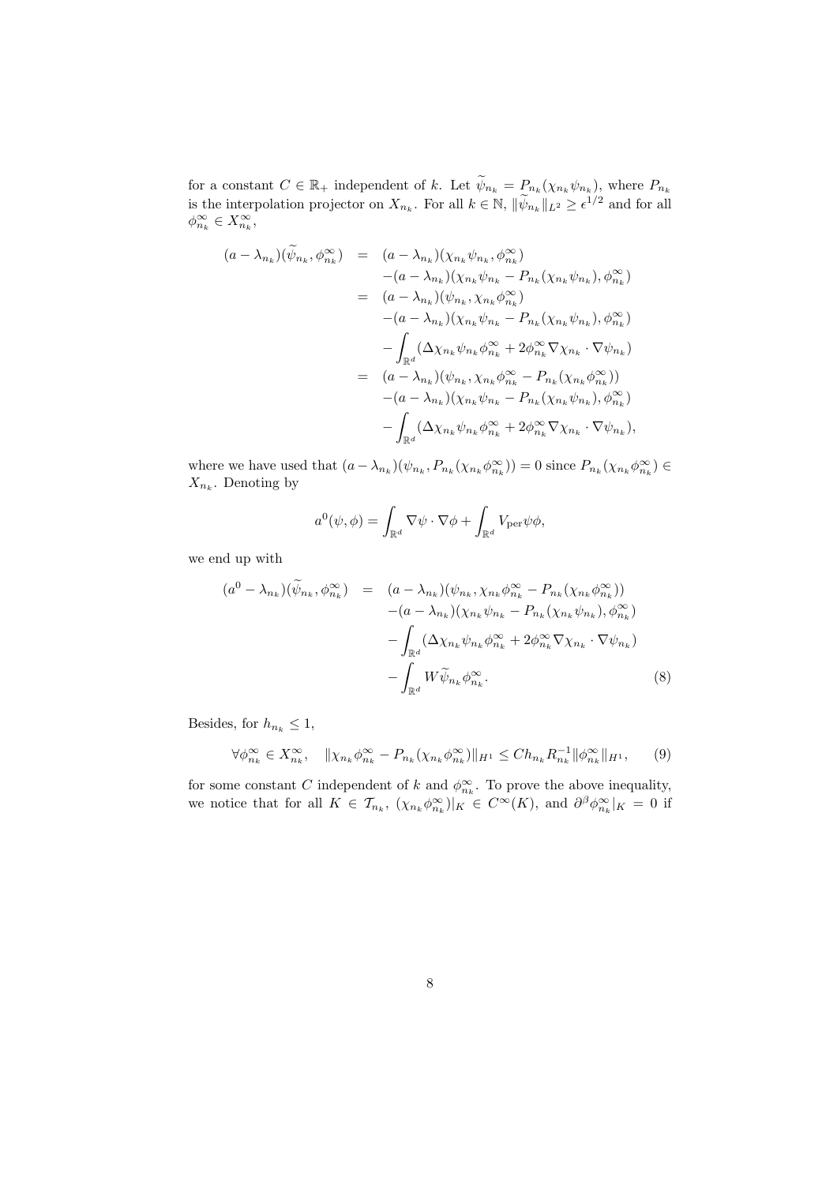for a constant $C \in \mathbb{R}_+$ independent of $k$. Let $\widetilde{\psi}_{n_k} = P_{n_k}(\chi_{n_k}\psi_{n_k})$, where $P_{n_k}$ is the interpolation projector on $X_{n_k}$. For all $k \in \mathbb{N}$, $\|\widetilde{\psi}_{n_k}\|_{L^2} \geq \epsilon^{1/2}$ and for all $\phi_{n_k}^\infty \in X_{n_k}^\infty$,

$$
\begin{aligned}
(a - \lambda_{n_k})(\widetilde{\psi}_{n_k}, \phi_{n_k}^\infty) &= (a - \lambda_{n_k})(\chi_{n_k}\psi_{n_k}, \phi_{n_k}^\infty) \\
&\quad -(a - \lambda_{n_k})(\chi_{n_k}\psi_{n_k} - P_{n_k}(\chi_{n_k}\psi_{n_k}), \phi_{n_k}^\infty) \\
&= (a - \lambda_{n_k})(\psi_{n_k}, \chi_{n_k}\phi_{n_k}^\infty) \\
&\quad -(a - \lambda_{n_k})(\chi_{n_k}\psi_{n_k} - P_{n_k}(\chi_{n_k}\psi_{n_k}), \phi_{n_k}^\infty) \\
&\quad - \int_{\mathbb{R}^d} (\Delta\chi_{n_k}\psi_{n_k}\phi_{n_k}^\infty + 2\phi_{n_k}^\infty \nabla\chi_{n_k} \cdot \nabla\psi_{n_k}) \\
&= (a - \lambda_{n_k})(\psi_{n_k}, \chi_{n_k}\phi_{n_k}^\infty - P_{n_k}(\chi_{n_k}\phi_{n_k}^\infty)) \\
&\quad -(a - \lambda_{n_k})(\chi_{n_k}\psi_{n_k} - P_{n_k}(\chi_{n_k}\psi_{n_k}), \phi_{n_k}^\infty) \\
&\quad - \int_{\mathbb{R}^d} (\Delta\chi_{n_k}\psi_{n_k}\phi_{n_k}^\infty + 2\phi_{n_k}^\infty \nabla\chi_{n_k} \cdot \nabla\psi_{n_k}),
\end{aligned}
$$

where we have used that $(a - \lambda_{n_k})(\psi_{n_k}, P_{n_k}(\chi_{n_k}\phi_{n_k}^\infty)) = 0$ since $P_{n_k}(\chi_{n_k}\phi_{n_k}^\infty) \in X_{n_k}$. Denoting by

$$
a^0(\psi, \phi) = \int_{\mathbb{R}^d} \nabla\psi \cdot \nabla\phi + \int_{\mathbb{R}^d} V_{\rm per}\psi\phi,
$$

we end up with

$$
\begin{aligned}
(a^0 - \lambda_{n_k})(\widetilde{\psi}_{n_k}, \phi_{n_k}^\infty) &= (a - \lambda_{n_k})(\psi_{n_k}, \chi_{n_k}\phi_{n_k}^\infty - P_{n_k}(\chi_{n_k}\phi_{n_k}^\infty)) \\
&\quad -(a - \lambda_{n_k})(\chi_{n_k}\psi_{n_k} - P_{n_k}(\chi_{n_k}\psi_{n_k}), \phi_{n_k}^\infty) \\
&\quad - \int_{\mathbb{R}^d} (\Delta\chi_{n_k}\psi_{n_k}\phi_{n_k}^\infty + 2\phi_{n_k}^\infty \nabla\chi_{n_k} \cdot \nabla\psi_{n_k}) \\
&\quad - \int_{\mathbb{R}^d} W\widetilde{\psi}_{n_k}\phi_{n_k}^\infty. \qquad (8)
\end{aligned}
$$

Besides, for $h_{n_k} \leq 1$,

$$
\forall \phi_{n_k}^\infty \in X_{n_k}^\infty, \quad \|\chi_{n_k}\phi_{n_k}^\infty - P_{n_k}(\chi_{n_k}\phi_{n_k}^\infty)\|_{H^1} \leq C h_{n_k} R_{n_k}^{-1} \|\phi_{n_k}^\infty\|_{H^1}, \qquad (9)
$$

for some constant $C$ independent of $k$ and $\phi_{n_k}^\infty$. To prove the above inequality, we notice that for all $K \in \mathcal{T}_{n_k}$, $(\chi_{n_k}\phi_{n_k}^\infty)|_K \in C^\infty(K)$, and $\partial^\beta \phi_{n_k}^\infty|_K = 0$ if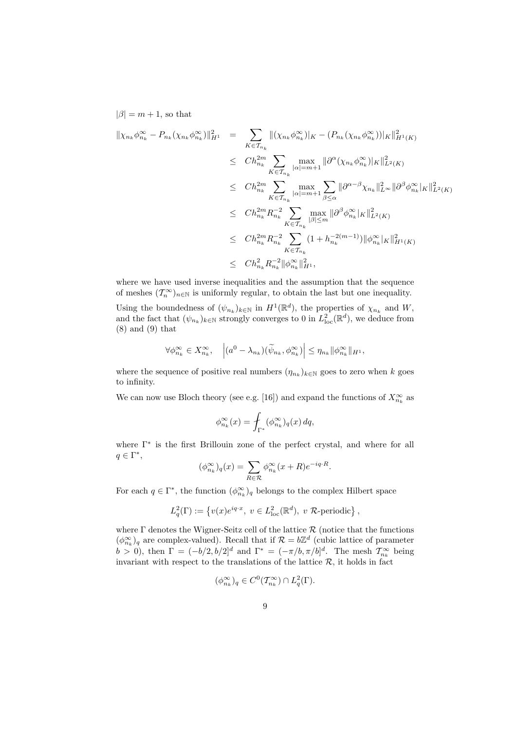$|\beta| = m+1$, so that

$$
\begin{aligned}
\|\chi_{n_k}\phi_{n_k}^\infty - P_{n_k}(\chi_{n_k}\phi_{n_k}^\infty)\|_{H^1}^2 &= \sum_{K\in\mathcal{T}_{n_k}} \|(\chi_{n_k}\phi_{n_k}^\infty)|_K - (P_{n_k}(\chi_{n_k}\phi_{n_k}^\infty))|_K\|_{H^1(K)}^2 \\
&\leq Ch_{n_k}^{2m} \sum_{K\in\mathcal{T}_{n_k}} \max_{|\alpha|=m+1} \|\partial^\alpha(\chi_{n_k}\phi_{n_k}^\infty)|_K\|_{L^2(K)}^2 \\
&\leq Ch_{n_k}^{2m} \sum_{K\in\mathcal{T}_{n_k}} \max_{|\alpha|=m+1} \sum_{\beta\leq\alpha} \|\partial^{\alpha-\beta}\chi_{n_k}\|_{L^\infty}^2 \|\partial^\beta\phi_{n_k}^\infty|_K\|_{L^2(K)}^2 \\
&\leq Ch_{n_k}^{2m} R_{n_k}^{-2} \sum_{K\in\mathcal{T}_{n_k}} \max_{|\beta|\leq m} \|\partial^\beta\phi_{n_k}^\infty|_K\|_{L^2(K)}^2 \\
&\leq Ch_{n_k}^{2m} R_{n_k}^{-2} \sum_{K\in\mathcal{T}_{n_k}} (1+h_{n_k}^{-2(m-1)}) \|\phi_{n_k}^\infty|_K\|_{H^1(K)}^2 \\
&\leq Ch_{n_k}^2 R_{n_k}^{-2} \|\phi_{n_k}^\infty\|_{H^1}^2,
\end{aligned}
$$

where we have used inverse inequalities and the assumption that the sequence of meshes $(\mathcal{T}_n^\infty)_{n\in\mathbb{N}}$ is uniformly regular, to obtain the last but one inequality.

Using the boundedness of $(\psi_{n_k})_{k\in\mathbb{N}}$ in $H^1(\mathbb{R}^d)$, the properties of $\chi_{n_k}$ and $W$, and the fact that $(\psi_{n_k})_{k\in\mathbb{N}}$ strongly converges to 0 in $L^2_{\rm loc}(\mathbb{R}^d)$, we deduce from (8) and (9) that

$$
\forall \phi_{n_k}^\infty \in X_{n_k}^\infty, \quad \left|(a^0 - \lambda_{n_k})(\widetilde{\psi}_{n_k}, \phi_{n_k}^\infty)\right| \leq \eta_{n_k} \|\phi_{n_k}^\infty\|_{H^1},
$$

where the sequence of positive real numbers $(\eta_{n_k})_{k\in\mathbb{N}}$ goes to zero when $k$ goes to infinity.

We can now use Bloch theory (see e.g. [16]) and expand the functions of $X_{n_k}^\infty$ as

$$
\phi_{n_k}^\infty(x) = \fint_{\Gamma^*} (\phi_{n_k}^\infty)_q(x)\, dq,
$$

where $\Gamma^*$ is the first Brillouin zone of the perfect crystal, and where for all $q \in \Gamma^*$,

$$
(\phi_{n_k}^\infty)_q(x) = \sum_{R\in\mathcal{R}} \phi_{n_k}^\infty(x+R)e^{-iq\cdot R}.
$$

For each $q \in \Gamma^*$, the function $(\phi_{n_k}^\infty)_q$ belongs to the complex Hilbert space

$$
L^2_q(\Gamma) := \left\{ v(x)e^{iq\cdot x},\ v \in L^2_{\rm loc}(\mathbb{R}^d),\ v\ \mathcal{R}\text{-periodic} \right\},
$$

where $\Gamma$ denotes the Wigner-Seitz cell of the lattice $\mathcal{R}$ (notice that the functions $(\phi_{n_k}^\infty)_q$ are complex-valued). Recall that if $\mathcal{R} = b\mathbb{Z}^d$ (cubic lattice of parameter $b > 0$), then $\Gamma = (-b/2, b/2]^d$ and $\Gamma^* = (-\pi/b, \pi/b]^d$. The mesh $\mathcal{T}_{n_k}^\infty$ being invariant with respect to the translations of the lattice $\mathcal{R}$, it holds in fact

$$
(\phi_{n_k}^\infty)_q \in C^0(\mathcal{T}_{n_k}^\infty) \cap L^2_q(\Gamma).
$$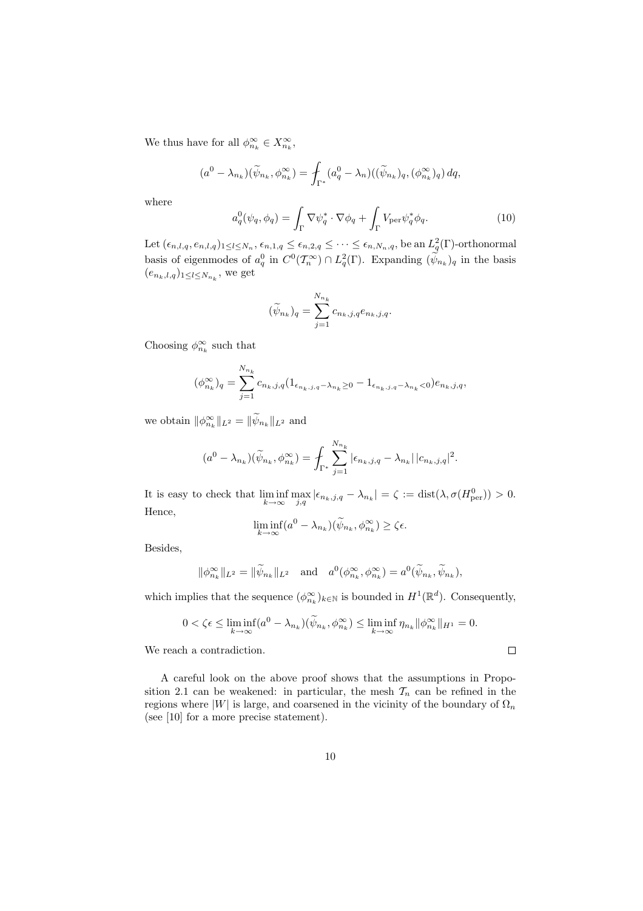We thus have for all $\phi^\infty_{n_k} \in X^\infty_{n_k}$,

$$(a^0 - \lambda_{n_k})(\widetilde{\psi}_{n_k}, \phi^\infty_{n_k}) = \fint_{\Gamma^*} (a^0_q - \lambda_n)((\widetilde{\psi}_{n_k})_q, (\phi^\infty_{n_k})_q)\, dq,$$

where

$$a^0_q(\psi_q, \phi_q) = \int_\Gamma \nabla \psi^*_q \cdot \nabla \phi_q + \int_\Gamma V_{\rm per} \psi^*_q \phi_q. \tag{10}$$

Let $(\epsilon_{n,l,q}, e_{n,l,q})_{1 \le l \le N_n}$, $\epsilon_{n,1,q} \le \epsilon_{n,2,q} \le \cdots \le \epsilon_{n,N_n,q}$, be an $L^2_q(\Gamma)$-orthonormal basis of eigenmodes of $a^0_q$ in $C^0(\mathcal{T}^\infty_n) \cap L^2_q(\Gamma)$. Expanding $(\widetilde{\psi}_{n_k})_q$ in the basis $(e_{n_k,l,q})_{1 \le l \le N_{n_k}}$, we get

$$(\widetilde{\psi}_{n_k})_q = \sum_{j=1}^{N_{n_k}} c_{n_k,j,q} e_{n_k,j,q}.$$

Choosing $\phi^\infty_{n_k}$ such that

$$(\phi^\infty_{n_k})_q = \sum_{j=1}^{N_{n_k}} c_{n_k,j,q} (1_{\epsilon_{n_k,j,q} - \lambda_{n_k} \ge 0} - 1_{\epsilon_{n_k,j,q} - \lambda_{n_k} < 0}) e_{n_k,j,q},$$

we obtain $\|\phi^\infty_{n_k}\|_{L^2} = \|\widetilde{\psi}_{n_k}\|_{L^2}$ and

$$(a^0 - \lambda_{n_k})(\widetilde{\psi}_{n_k}, \phi^\infty_{n_k}) = \fint_{\Gamma^*} \sum_{j=1}^{N_{n_k}} |\epsilon_{n_k,j,q} - \lambda_{n_k}|\, |c_{n_k,j,q}|^2.$$

It is easy to check that $\liminf\limits_{k \to \infty} \max\limits_{j,q} |\epsilon_{n_k,j,q} - \lambda_{n_k}| = \zeta := \mathrm{dist}(\lambda, \sigma(H^0_{\rm per})) > 0$. Hence,

$$\liminf_{k \to \infty} (a^0 - \lambda_{n_k})(\widetilde{\psi}_{n_k}, \phi^\infty_{n_k}) \ge \zeta \epsilon.$$

Besides,

$$\|\phi^\infty_{n_k}\|_{L^2} = \|\widetilde{\psi}_{n_k}\|_{L^2} \quad \text{and} \quad a^0(\phi^\infty_{n_k}, \phi^\infty_{n_k}) = a^0(\widetilde{\psi}_{n_k}, \widetilde{\psi}_{n_k}),$$

which implies that the sequence $(\phi^\infty_{n_k})_{k \in \mathbb{N}}$ is bounded in $H^1(\mathbb{R}^d)$. Consequently,

$$0 < \zeta \epsilon \le \liminf_{k \to \infty} (a^0 - \lambda_{n_k})(\widetilde{\psi}_{n_k}, \phi^\infty_{n_k}) \le \liminf_{k \to \infty} \eta_{n_k} \|\phi^\infty_{n_k}\|_{H^1} = 0.$$

We reach a contradiction. $\square$

A careful look on the above proof shows that the assumptions in Proposition 2.1 can be weakened: in particular, the mesh $\mathcal{T}_n$ can be refined in the regions where $|W|$ is large, and coarsened in the vicinity of the boundary of $\Omega_n$ (see [10] for a more precise statement).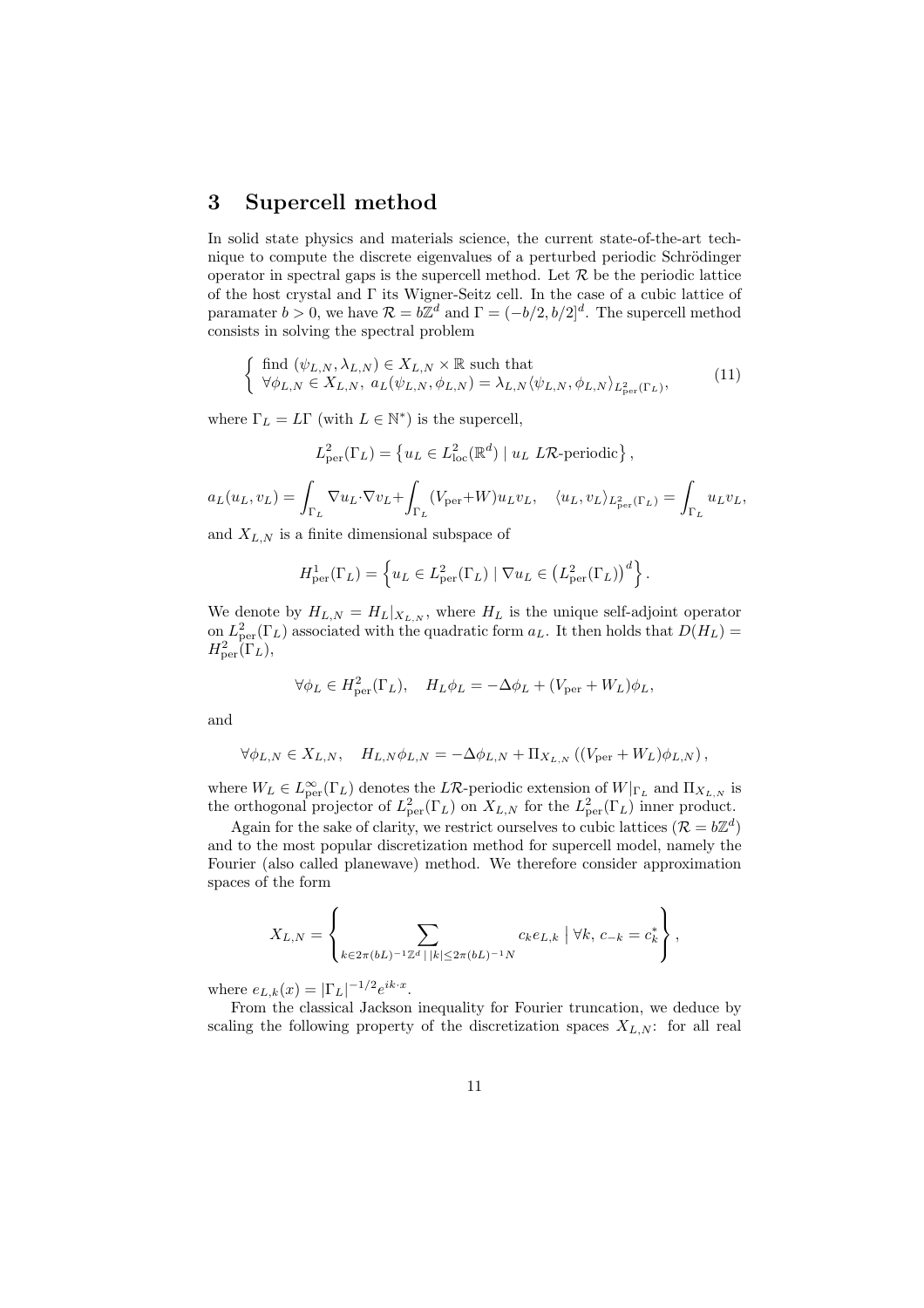## 3 Supercell method

In solid state physics and materials science, the current state-of-the-art technique to compute the discrete eigenvalues of a perturbed periodic Schrödinger operator in spectral gaps is the supercell method. Let $\mathcal{R}$ be the periodic lattice of the host crystal and $\Gamma$ its Wigner-Seitz cell. In the case of a cubic lattice of paramater $b > 0$, we have $\mathcal{R} = b\mathbb{Z}^d$ and $\Gamma = (-b/2, b/2]^d$. The supercell method consists in solving the spectral problem

$$
\left\{ \begin{array}{l} \text{find } (\psi_{L,N}, \lambda_{L,N}) \in X_{L,N} \times \mathbb{R} \text{ such that} \\ \forall \phi_{L,N} \in X_{L,N}, \; a_L(\psi_{L,N}, \phi_{L,N}) = \lambda_{L,N} \langle \psi_{L,N}, \phi_{L,N} \rangle_{L^2_{\rm per}(\Gamma_L)}, \end{array} \right. \tag{11}
$$

where $\Gamma_L = L\Gamma$ (with $L \in \mathbb{N}^*$) is the supercell,

$$
L^2_{\rm per}(\Gamma_L) = \left\{ u_L \in L^2_{\rm loc}(\mathbb{R}^d) \mid u_L \; L\mathcal{R}\text{-periodic} \right\},
$$

$$
a_L(u_L, v_L) = \int_{\Gamma_L} \nabla u_L \cdot \nabla v_L + \int_{\Gamma_L} (V_{\rm per} + W) u_L v_L, \quad \langle u_L, v_L \rangle_{L^2_{\rm per}(\Gamma_L)} = \int_{\Gamma_L} u_L v_L,
$$

and $X_{L,N}$ is a finite dimensional subspace of

$$
H^1_{\rm per}(\Gamma_L) = \left\{ u_L \in L^2_{\rm per}(\Gamma_L) \mid \nabla u_L \in \left( L^2_{\rm per}(\Gamma_L) \right)^d \right\}.
$$

We denote by $H_{L,N} = H_L|_{X_{L,N}}$, where $H_L$ is the unique self-adjoint operator on $L^2_{\rm per}(\Gamma_L)$ associated with the quadratic form $a_L$. It then holds that $D(H_L) = H^2_{\rm per}(\Gamma_L)$,

$$
\forall \phi_L \in H^2_{\rm per}(\Gamma_L), \quad H_L \phi_L = -\Delta \phi_L + (V_{\rm per} + W_L) \phi_L,
$$

and

$$
\forall \phi_{L,N} \in X_{L,N}, \quad H_{L,N} \phi_{L,N} = -\Delta \phi_{L,N} + \Pi_{X_{L,N}} \left( (V_{\rm per} + W_L) \phi_{L,N} \right),
$$

where $W_L \in L^\infty_{\rm per}(\Gamma_L)$ denotes the $L\mathcal{R}$-periodic extension of $W|_{\Gamma_L}$ and $\Pi_{X_{L,N}}$ is the orthogonal projector of $L^2_{\rm per}(\Gamma_L)$ on $X_{L,N}$ for the $L^2_{\rm per}(\Gamma_L)$ inner product.

Again for the sake of clarity, we restrict ourselves to cubic lattices ($\mathcal{R} = b\mathbb{Z}^d$) and to the most popular discretization method for supercell model, namely the Fourier (also called planewave) method. We therefore consider approximation spaces of the form

$$
X_{L,N} = \left\{ \sum_{k \in 2\pi(bL)^{-1}\mathbb{Z}^d \,|\, |k| \le 2\pi(bL)^{-1}N} c_k e_{L,k} \;\Big|\; \forall k, \, c_{-k} = c_k^* \right\},
$$

where $e_{L,k}(x) = |\Gamma_L|^{-1/2} e^{ik\cdot x}$.

From the classical Jackson inequality for Fourier truncation, we deduce by scaling the following property of the discretization spaces $X_{L,N}$: for all real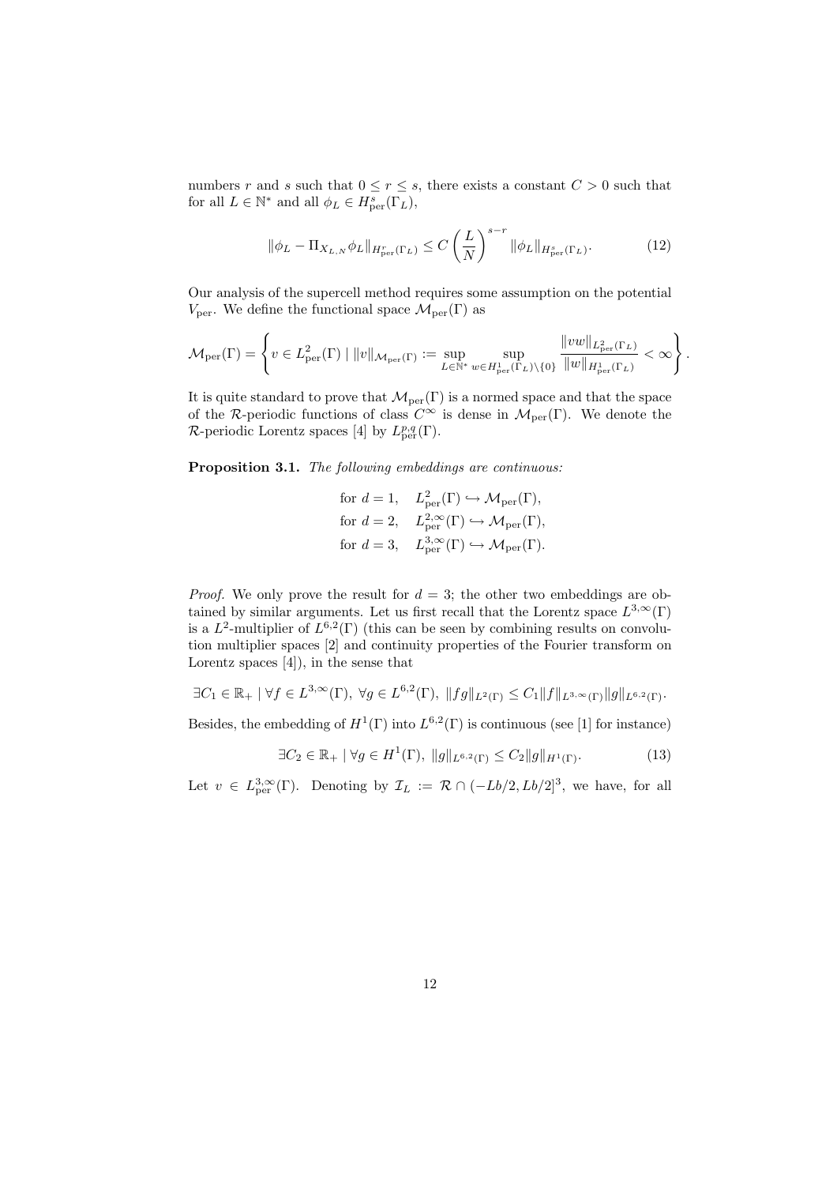numbers $r$ and $s$ such that $0 \leq r \leq s$, there exists a constant $C > 0$ such that for all $L \in \mathbb{N}^*$ and all $\phi_L \in H^s_{\rm per}(\Gamma_L)$,

$$\|\phi_L - \Pi_{X_{L,N}} \phi_L\|_{H^r_{\rm per}(\Gamma_L)} \leq C \left(\frac{L}{N}\right)^{s-r} \|\phi_L\|_{H^s_{\rm per}(\Gamma_L)}. \tag{12}$$

Our analysis of the supercell method requires some assumption on the potential $V_{\rm per}$. We define the functional space $\mathcal{M}_{\rm per}(\Gamma)$ as

$$\mathcal{M}_{\rm per}(\Gamma) = \left\{ v \in L^2_{\rm per}(\Gamma) \mid \|v\|_{\mathcal{M}_{\rm per}(\Gamma)} := \sup_{L \in \mathbb{N}^*} \sup_{w \in H^1_{\rm per}(\Gamma_L) \setminus \{0\}} \frac{\|vw\|_{L^2_{\rm per}(\Gamma_L)}}{\|w\|_{H^1_{\rm per}(\Gamma_L)}} < \infty \right\}.$$

It is quite standard to prove that $\mathcal{M}_{\rm per}(\Gamma)$ is a normed space and that the space of the $\mathcal{R}$-periodic functions of class $C^\infty$ is dense in $\mathcal{M}_{\rm per}(\Gamma)$. We denote the $\mathcal{R}$-periodic Lorentz spaces [4] by $L^{p,q}_{\rm per}(\Gamma)$.

**Proposition 3.1.** *The following embeddings are continuous:*

$$\begin{aligned}
&\text{for } d = 1, \quad L^2_{\rm per}(\Gamma) \hookrightarrow \mathcal{M}_{\rm per}(\Gamma),\\
&\text{for } d = 2, \quad L^{2,\infty}_{\rm per}(\Gamma) \hookrightarrow \mathcal{M}_{\rm per}(\Gamma),\\
&\text{for } d = 3, \quad L^{3,\infty}_{\rm per}(\Gamma) \hookrightarrow \mathcal{M}_{\rm per}(\Gamma).
\end{aligned}$$

*Proof.* We only prove the result for $d = 3$; the other two embeddings are obtained by similar arguments. Let us first recall that the Lorentz space $L^{3,\infty}(\Gamma)$ is a $L^2$-multiplier of $L^{6,2}(\Gamma)$ (this can be seen by combining results on convolution multiplier spaces [2] and continuity properties of the Fourier transform on Lorentz spaces [4]), in the sense that

$$\exists C_1 \in \mathbb{R}_+ \mid \forall f \in L^{3,\infty}(\Gamma),\ \forall g \in L^{6,2}(\Gamma),\ \|fg\|_{L^2(\Gamma)} \leq C_1 \|f\|_{L^{3,\infty}(\Gamma)} \|g\|_{L^{6,2}(\Gamma)}.$$

Besides, the embedding of $H^1(\Gamma)$ into $L^{6,2}(\Gamma)$ is continuous (see [1] for instance)

$$\exists C_2 \in \mathbb{R}_+ \mid \forall g \in H^1(\Gamma),\ \|g\|_{L^{6,2}(\Gamma)} \leq C_2 \|g\|_{H^1(\Gamma)}. \tag{13}$$

Let $v \in L^{3,\infty}_{\rm per}(\Gamma)$. Denoting by $\mathcal{I}_L := \mathcal{R} \cap (-Lb/2, Lb/2]^3$, we have, for all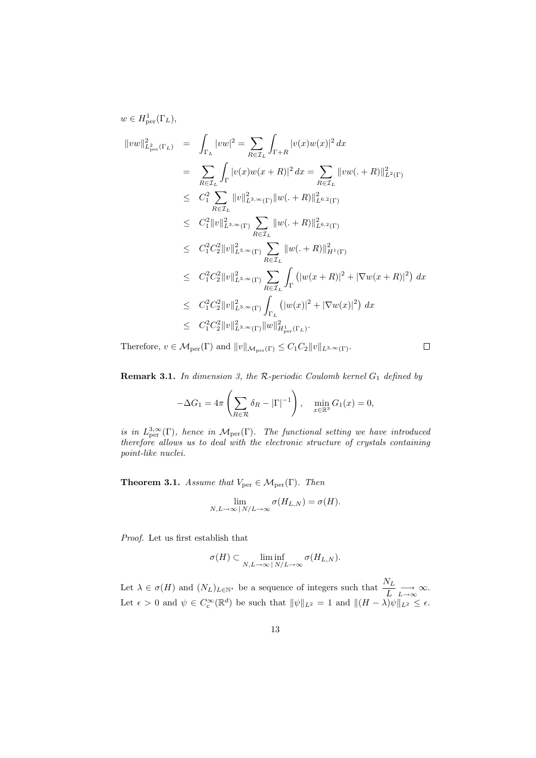$w \in H^1_{\rm per}(\Gamma_L)$,

$$
\begin{aligned}
\|vw\|^2_{L^2_{\rm per}(\Gamma_L)} &= \int_{\Gamma_L} |vw|^2 = \sum_{R\in\mathcal{I}_L} \int_{\Gamma+R} |v(x)w(x)|^2\,dx \\
&= \sum_{R\in\mathcal{I}_L} \int_{\Gamma} |v(x)w(x+R)|^2\,dx = \sum_{R\in\mathcal{I}_L} \|vw(.+R)\|^2_{L^2(\Gamma)} \\
&\leq C_1^2 \sum_{R\in\mathcal{I}_L} \|v\|^2_{L^{3,\infty}(\Gamma)} \|w(.+R)\|^2_{L^{6,2}(\Gamma)} \\
&\leq C_1^2 \|v\|^2_{L^{3,\infty}(\Gamma)} \sum_{R\in\mathcal{I}_L} \|w(.+R)\|^2_{L^{6,2}(\Gamma)} \\
&\leq C_1^2 C_2^2 \|v\|^2_{L^{3,\infty}(\Gamma)} \sum_{R\in\mathcal{I}_L} \|w(.+R)\|^2_{H^1(\Gamma)} \\
&\leq C_1^2 C_2^2 \|v\|^2_{L^{3,\infty}(\Gamma)} \sum_{R\in\mathcal{I}_L} \int_\Gamma \left(|w(x+R)|^2 + |\nabla w(x+R)|^2\right)\,dx \\
&\leq C_1^2 C_2^2 \|v\|^2_{L^{3,\infty}(\Gamma)} \int_{\Gamma_L} \left(|w(x)|^2 + |\nabla w(x)|^2\right)\,dx \\
&\leq C_1^2 C_2^2 \|v\|^2_{L^{3,\infty}(\Gamma)} \|w\|^2_{H^1_{\rm per}(\Gamma_L)}.
\end{aligned}
$$

Therefore, $v \in \mathcal{M}_{\rm per}(\Gamma)$ and $\|v\|_{\mathcal{M}_{\rm per}(\Gamma)} \leq C_1 C_2 \|v\|_{L^{3,\infty}(\Gamma)}$. □

**Remark 3.1.** *In dimension 3, the $\mathcal{R}$-periodic Coulomb kernel $G_1$ defined by*

$$
-\Delta G_1 = 4\pi \left( \sum_{R\in\mathcal{R}} \delta_R - |\Gamma|^{-1} \right), \quad \min_{x\in\mathbb{R}^3} G_1(x) = 0,
$$

*is in $L^{3,\infty}_{\rm per}(\Gamma)$, hence in $\mathcal{M}_{\rm per}(\Gamma)$. The functional setting we have introduced therefore allows us to deal with the electronic structure of crystals containing point-like nuclei.*

**Theorem 3.1.** *Assume that $V_{\rm per} \in \mathcal{M}_{\rm per}(\Gamma)$. Then*

$$
\lim_{N,L\to\infty\,|\,N/L\to\infty} \sigma(H_{L,N}) = \sigma(H).
$$

*Proof.* Let us first establish that

$$
\sigma(H) \subset \liminf_{N,L\to\infty\,|\,N/L\to\infty} \sigma(H_{L,N}).
$$

Let $\lambda \in \sigma(H)$ and $(N_L)_{L\in\mathbb{N}^*}$ be a sequence of integers such that $\dfrac{N_L}{L} \underset{L\to\infty}{\longrightarrow} \infty$. Let $\epsilon > 0$ and $\psi \in C^\infty_{\rm c}(\mathbb{R}^d)$ be such that $\|\psi\|_{L^2} = 1$ and $\|(H-\lambda)\psi\|_{L^2} \leq \epsilon$.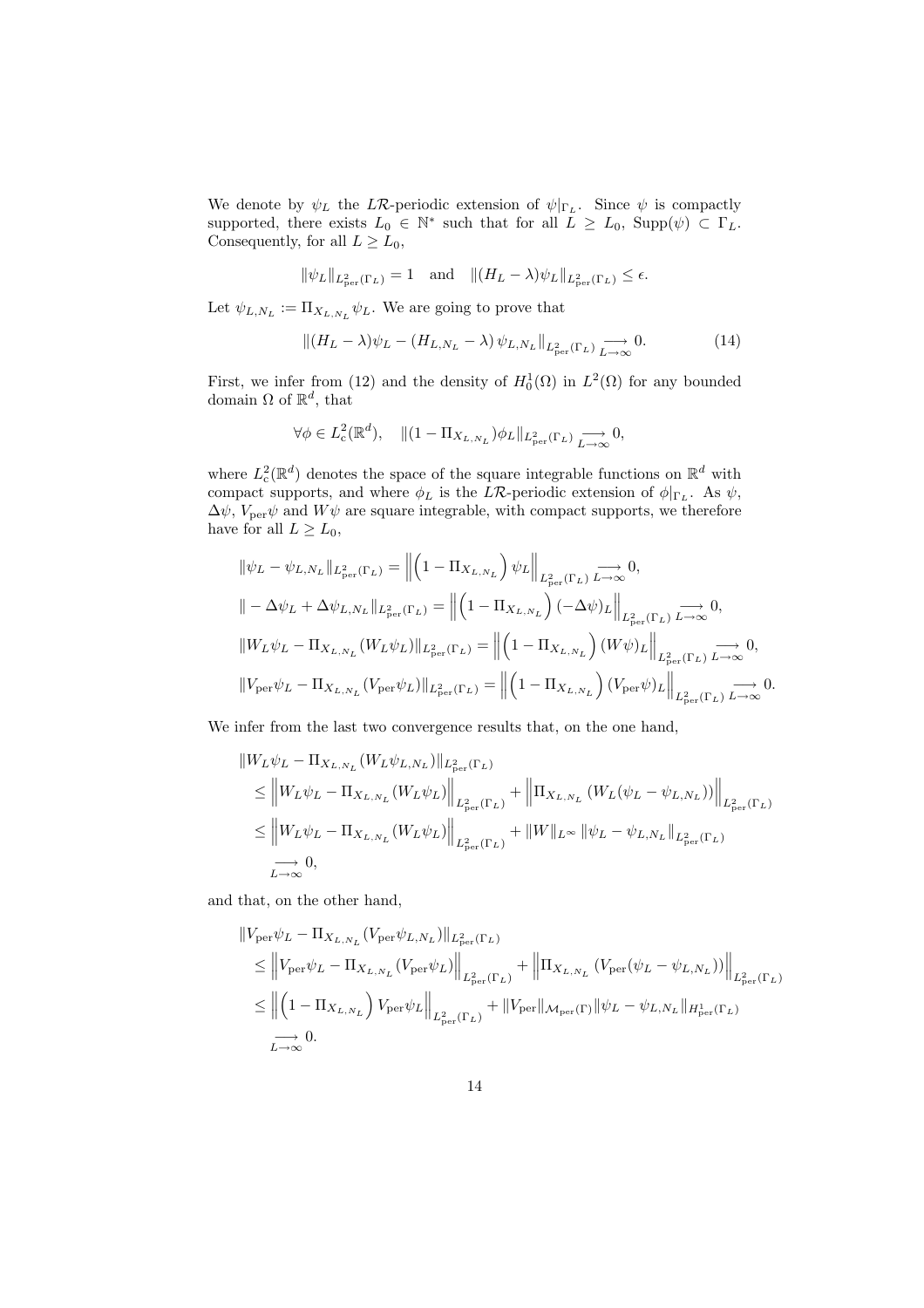We denote by $\psi_L$ the $L\mathcal{R}$-periodic extension of $\psi|_{\Gamma_L}$. Since $\psi$ is compactly supported, there exists $L_0 \in \mathbb{N}^*$ such that for all $L \geq L_0$, $\mathrm{Supp}(\psi) \subset \Gamma_L$. Consequently, for all $L \geq L_0$,

$$\|\psi_L\|_{L^2_{\mathrm{per}}(\Gamma_L)} = 1 \quad \text{and} \quad \|(H_L - \lambda)\psi_L\|_{L^2_{\mathrm{per}}(\Gamma_L)} \leq \epsilon.$$

Let $\psi_{L,N_L} := \Pi_{X_{L,N_L}} \psi_L$. We are going to prove that

$$\|(H_L - \lambda)\psi_L - (H_{L,N_L} - \lambda)\,\psi_{L,N_L}\|_{L^2_{\mathrm{per}}(\Gamma_L)} \underset{L\to\infty}{\longrightarrow} 0. \tag{14}$$

First, we infer from (12) and the density of $H^1_0(\Omega)$ in $L^2(\Omega)$ for any bounded domain $\Omega$ of $\mathbb{R}^d$, that

$$\forall \phi \in L^2_{\mathrm{c}}(\mathbb{R}^d), \quad \|(1 - \Pi_{X_{L,N_L}})\phi_L\|_{L^2_{\mathrm{per}}(\Gamma_L)} \underset{L\to\infty}{\longrightarrow} 0,$$

where $L^2_{\mathrm{c}}(\mathbb{R}^d)$ denotes the space of the square integrable functions on $\mathbb{R}^d$ with compact supports, and where $\phi_L$ is the $L\mathcal{R}$-periodic extension of $\phi|_{\Gamma_L}$. As $\psi$, $\Delta\psi$, $V_{\mathrm{per}}\psi$ and $W\psi$ are square integrable, with compact supports, we therefore have for all $L \geq L_0$,

$$\|\psi_L - \psi_{L,N_L}\|_{L^2_{\mathrm{per}}(\Gamma_L)} = \left\|\left(1 - \Pi_{X_{L,N_L}}\right)\psi_L\right\|_{L^2_{\mathrm{per}}(\Gamma_L)} \underset{L\to\infty}{\longrightarrow} 0,$$

$$\|-\Delta\psi_L + \Delta\psi_{L,N_L}\|_{L^2_{\mathrm{per}}(\Gamma_L)} = \left\|\left(1 - \Pi_{X_{L,N_L}}\right)(-\Delta\psi)_L\right\|_{L^2_{\mathrm{per}}(\Gamma_L)} \underset{L\to\infty}{\longrightarrow} 0,$$

$$\|W_L\psi_L - \Pi_{X_{L,N_L}}(W_L\psi_L)\|_{L^2_{\mathrm{per}}(\Gamma_L)} = \left\|\left(1 - \Pi_{X_{L,N_L}}\right)(W\psi)_L\right\|_{L^2_{\mathrm{per}}(\Gamma_L)} \underset{L\to\infty}{\longrightarrow} 0,$$

$$\|V_{\mathrm{per}}\psi_L - \Pi_{X_{L,N_L}}(V_{\mathrm{per}}\psi_L)\|_{L^2_{\mathrm{per}}(\Gamma_L)} = \left\|\left(1 - \Pi_{X_{L,N_L}}\right)(V_{\mathrm{per}}\psi)_L\right\|_{L^2_{\mathrm{per}}(\Gamma_L)} \underset{L\to\infty}{\longrightarrow} 0.$$

We infer from the last two convergence results that, on the one hand,

$$\begin{aligned}
&\|W_L\psi_L - \Pi_{X_{L,N_L}}(W_L\psi_{L,N_L})\|_{L^2_{\mathrm{per}}(\Gamma_L)} \\
&\leq \left\|W_L\psi_L - \Pi_{X_{L,N_L}}(W_L\psi_L)\right\|_{L^2_{\mathrm{per}}(\Gamma_L)} + \left\|\Pi_{X_{L,N_L}}(W_L(\psi_L - \psi_{L,N_L}))\right\|_{L^2_{\mathrm{per}}(\Gamma_L)} \\
&\leq \left\|W_L\psi_L - \Pi_{X_{L,N_L}}(W_L\psi_L)\right\|_{L^2_{\mathrm{per}}(\Gamma_L)} + \|W\|_{L^\infty}\,\|\psi_L - \psi_{L,N_L}\|_{L^2_{\mathrm{per}}(\Gamma_L)} \\
&\underset{L\to\infty}{\longrightarrow} 0,
\end{aligned}$$

and that, on the other hand,

$$\begin{aligned}
&\|V_{\mathrm{per}}\psi_L - \Pi_{X_{L,N_L}}(V_{\mathrm{per}}\psi_{L,N_L})\|_{L^2_{\mathrm{per}}(\Gamma_L)} \\
&\leq \left\|V_{\mathrm{per}}\psi_L - \Pi_{X_{L,N_L}}(V_{\mathrm{per}}\psi_L)\right\|_{L^2_{\mathrm{per}}(\Gamma_L)} + \left\|\Pi_{X_{L,N_L}}(V_{\mathrm{per}}(\psi_L - \psi_{L,N_L}))\right\|_{L^2_{\mathrm{per}}(\Gamma_L)} \\
&\leq \left\|\left(1 - \Pi_{X_{L,N_L}}\right)V_{\mathrm{per}}\psi_L\right\|_{L^2_{\mathrm{per}}(\Gamma_L)} + \|V_{\mathrm{per}}\|_{\mathcal{M}_{\mathrm{per}}(\Gamma)}\|\psi_L - \psi_{L,N_L}\|_{H^1_{\mathrm{per}}(\Gamma_L)} \\
&\underset{L\to\infty}{\longrightarrow} 0.
\end{aligned}$$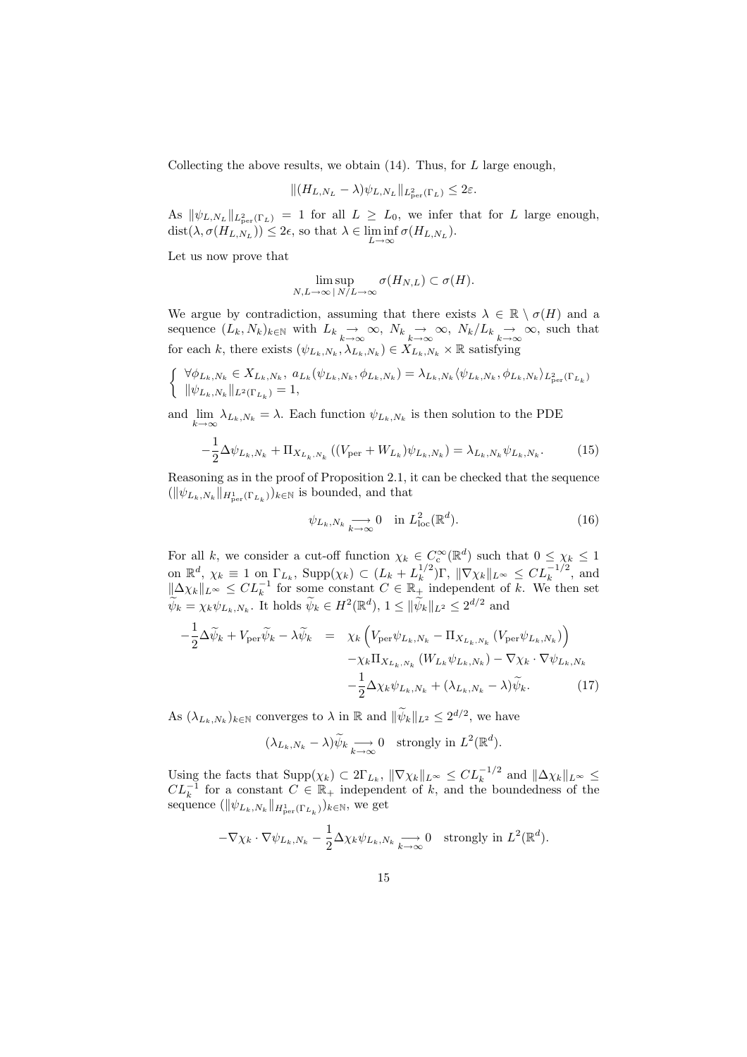Collecting the above results, we obtain (14). Thus, for $L$ large enough,

$$\|(H_{L,N_L} - \lambda)\psi_{L,N_L}\|_{L^2_{\rm per}(\Gamma_L)} \leq 2\varepsilon.$$

As $\|\psi_{L,N_L}\|_{L^2_{\rm per}(\Gamma_L)} = 1$ for all $L \geq L_0$, we infer that for $L$ large enough, $\mathrm{dist}(\lambda, \sigma(H_{L,N_L})) \leq 2\epsilon$, so that $\lambda \in \liminf_{L\to\infty} \sigma(H_{L,N_L})$.

Let us now prove that

$$\limsup_{N,L\to\infty \,|\, N/L\to\infty} \sigma(H_{N,L}) \subset \sigma(H).$$

We argue by contradiction, assuming that there exists $\lambda \in \mathbb{R} \setminus \sigma(H)$ and a sequence $(L_k, N_k)_{k\in\mathbb{N}}$ with $L_k \underset{k\to\infty}{\to} \infty$, $N_k \underset{k\to\infty}{\to} \infty$, $N_k/L_k \underset{k\to\infty}{\to} \infty$, such that for each $k$, there exists $(\psi_{L_k,N_k}, \lambda_{L_k,N_k}) \in X_{L_k,N_k} \times \mathbb{R}$ satisfying

$$\left\{ \begin{array}{l} \forall \phi_{L_k,N_k} \in X_{L_k,N_k},\ a_{L_k}(\psi_{L_k,N_k}, \phi_{L_k,N_k}) = \lambda_{L_k,N_k} \langle \psi_{L_k,N_k}, \phi_{L_k,N_k} \rangle_{L^2_{\rm per}(\Gamma_{L_k})} \\ \|\psi_{L_k,N_k}\|_{L^2(\Gamma_{L_k})} = 1, \end{array} \right.$$

and $\lim_{k\to\infty} \lambda_{L_k,N_k} = \lambda$. Each function $\psi_{L_k,N_k}$ is then solution to the PDE

$$-\frac{1}{2}\Delta\psi_{L_k,N_k} + \Pi_{X_{L_k,N_k}}((V_{\rm per} + W_{L_k})\psi_{L_k,N_k}) = \lambda_{L_k,N_k}\psi_{L_k,N_k}. \tag{15}$$

Reasoning as in the proof of Proposition 2.1, it can be checked that the sequence $(\|\psi_{L_k,N_k}\|_{H^1_{\rm per}(\Gamma_{L_k})})_{k\in\mathbb{N}}$ is bounded, and that

$$\psi_{L_k,N_k} \underset{k\to\infty}{\longrightarrow} 0 \quad \text{in } L^2_{\rm loc}(\mathbb{R}^d). \tag{16}$$

For all $k$, we consider a cut-off function $\chi_k \in C^\infty_c(\mathbb{R}^d)$ such that $0 \leq \chi_k \leq 1$ on $\mathbb{R}^d$, $\chi_k \equiv 1$ on $\Gamma_{L_k}$, $\mathrm{Supp}(\chi_k) \subset (L_k + L_k^{1/2})\Gamma$, $\|\nabla\chi_k\|_{L^\infty} \leq CL_k^{-1/2}$, and $\|\Delta\chi_k\|_{L^\infty} \leq CL_k^{-1}$ for some constant $C \in \mathbb{R}_+$ independent of $k$. We then set $\widetilde{\psi}_k = \chi_k\psi_{L_k,N_k}$. It holds $\widetilde{\psi}_k \in H^2(\mathbb{R}^d)$, $1 \leq \|\widetilde{\psi}_k\|_{L^2} \leq 2^{d/2}$ and

$$\begin{aligned} -\frac{1}{2}\Delta\widetilde{\psi}_k + V_{\rm per}\widetilde{\psi}_k - \lambda\widetilde{\psi}_k &= \chi_k\Big(V_{\rm per}\psi_{L_k,N_k} - \Pi_{X_{L_k,N_k}}(V_{\rm per}\psi_{L_k,N_k})\Big) \\ &\quad -\chi_k\Pi_{X_{L_k,N_k}}(W_{L_k}\psi_{L_k,N_k}) - \nabla\chi_k\cdot\nabla\psi_{L_k,N_k} \\ &\quad -\frac{1}{2}\Delta\chi_k\psi_{L_k,N_k} + (\lambda_{L_k,N_k} - \lambda)\widetilde{\psi}_k. \end{aligned} \tag{17}$$

As $(\lambda_{L_k,N_k})_{k\in\mathbb{N}}$ converges to $\lambda$ in $\mathbb{R}$ and $\|\widetilde{\psi}_k\|_{L^2} \leq 2^{d/2}$, we have

$$(\lambda_{L_k,N_k} - \lambda)\widetilde{\psi}_k \underset{k\to\infty}{\longrightarrow} 0 \quad \text{strongly in } L^2(\mathbb{R}^d).$$

Using the facts that $\mathrm{Supp}(\chi_k) \subset 2\Gamma_{L_k}$, $\|\nabla\chi_k\|_{L^\infty} \leq CL_k^{-1/2}$ and $\|\Delta\chi_k\|_{L^\infty} \leq CL_k^{-1}$ for a constant $C \in \mathbb{R}_+$ independent of $k$, and the boundedness of the sequence $(\|\psi_{L_k,N_k}\|_{H^1_{\rm per}(\Gamma_{L_k})})_{k\in\mathbb{N}}$, we get

$$-\nabla\chi_k\cdot\nabla\psi_{L_k,N_k} - \frac{1}{2}\Delta\chi_k\psi_{L_k,N_k} \underset{k\to\infty}{\longrightarrow} 0 \quad \text{strongly in } L^2(\mathbb{R}^d).$$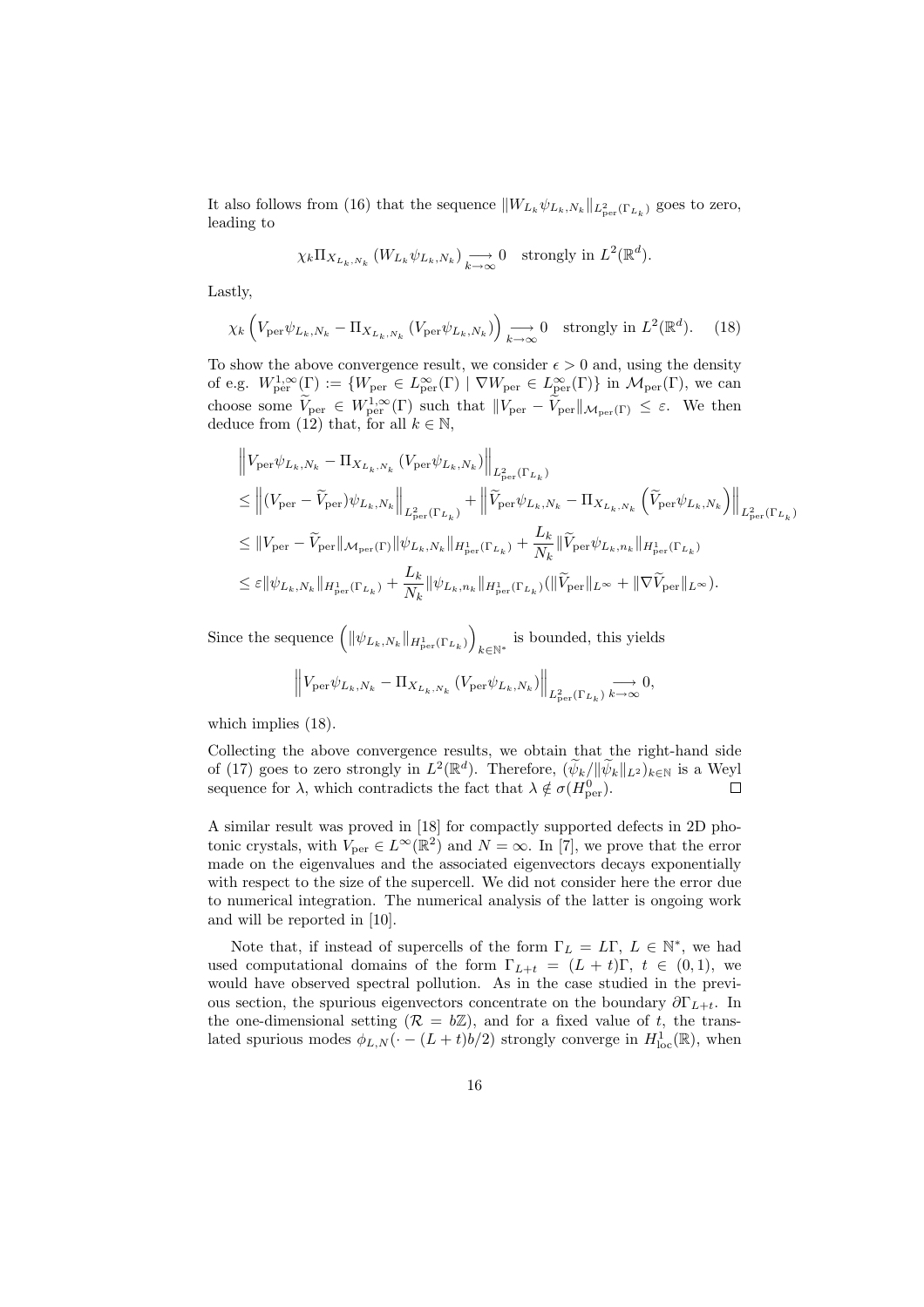It also follows from (16) that the sequence $\|W_{L_k}\psi_{L_k,N_k}\|_{L^2_{\rm per}(\Gamma_{L_k})}$ goes to zero, leading to

$$\chi_k \Pi_{X_{L_k,N_k}}\left(W_{L_k}\psi_{L_k,N_k}\right) \underset{k\to\infty}{\longrightarrow} 0 \quad \text{strongly in } L^2(\mathbb{R}^d).$$

Lastly,

$$\chi_k \left( V_{\rm per}\psi_{L_k,N_k} - \Pi_{X_{L_k,N_k}}\left(V_{\rm per}\psi_{L_k,N_k}\right)\right) \underset{k\to\infty}{\longrightarrow} 0 \quad \text{strongly in } L^2(\mathbb{R}^d). \qquad (18)$$

To show the above convergence result, we consider $\epsilon > 0$ and, using the density of e.g. $W^{1,\infty}_{\rm per}(\Gamma) := \{W_{\rm per} \in L^\infty_{\rm per}(\Gamma) \mid \nabla W_{\rm per} \in L^\infty_{\rm per}(\Gamma)\}$ in $\mathcal{M}_{\rm per}(\Gamma)$, we can choose some $\widetilde{V}_{\rm per} \in W^{1,\infty}_{\rm per}(\Gamma)$ such that $\|V_{\rm per} - \widetilde{V}_{\rm per}\|_{\mathcal{M}_{\rm per}(\Gamma)} \leq \varepsilon$. We then deduce from (12) that, for all $k \in \mathbb{N}$,

$$\begin{aligned}
&\left\| V_{\rm per}\psi_{L_k,N_k} - \Pi_{X_{L_k,N_k}}\left(V_{\rm per}\psi_{L_k,N_k}\right)\right\|_{L^2_{\rm per}(\Gamma_{L_k})} \\
&\leq \left\|(V_{\rm per} - \widetilde{V}_{\rm per})\psi_{L_k,N_k}\right\|_{L^2_{\rm per}(\Gamma_{L_k})} + \left\|\widetilde{V}_{\rm per}\psi_{L_k,N_k} - \Pi_{X_{L_k,N_k}}\left(\widetilde{V}_{\rm per}\psi_{L_k,N_k}\right)\right\|_{L^2_{\rm per}(\Gamma_{L_k})} \\
&\leq \|V_{\rm per} - \widetilde{V}_{\rm per}\|_{\mathcal{M}_{\rm per}(\Gamma)}\|\psi_{L_k,N_k}\|_{H^1_{\rm per}(\Gamma_{L_k})} + \frac{L_k}{N_k}\|\widetilde{V}_{\rm per}\psi_{L_k,n_k}\|_{H^1_{\rm per}(\Gamma_{L_k})} \\
&\leq \varepsilon\|\psi_{L_k,N_k}\|_{H^1_{\rm per}(\Gamma_{L_k})} + \frac{L_k}{N_k}\|\psi_{L_k,n_k}\|_{H^1_{\rm per}(\Gamma_{L_k})}(\|\widetilde{V}_{\rm per}\|_{L^\infty} + \|\nabla\widetilde{V}_{\rm per}\|_{L^\infty}).
\end{aligned}$$

Since the sequence $\left(\|\psi_{L_k,N_k}\|_{H^1_{\rm per}(\Gamma_{L_k})}\right)_{k\in\mathbb{N}^*}$ is bounded, this yields

$$\left\| V_{\rm per}\psi_{L_k,N_k} - \Pi_{X_{L_k,N_k}}\left(V_{\rm per}\psi_{L_k,N_k}\right)\right\|_{L^2_{\rm per}(\Gamma_{L_k})} \underset{k\to\infty}{\longrightarrow} 0,$$

which implies (18).

Collecting the above convergence results, we obtain that the right-hand side of (17) goes to zero strongly in $L^2(\mathbb{R}^d)$. Therefore, $(\widetilde{\psi}_k/\|\widetilde{\psi}_k\|_{L^2})_{k\in\mathbb{N}}$ is a Weyl sequence for $\lambda$, which contradicts the fact that $\lambda \notin \sigma(H^0_{\rm per})$. ◻

A similar result was proved in [18] for compactly supported defects in 2D photonic crystals, with $V_{\rm per} \in L^\infty(\mathbb{R}^2)$ and $N = \infty$. In [7], we prove that the error made on the eigenvalues and the associated eigenvectors decays exponentially with respect to the size of the supercell. We did not consider here the error due to numerical integration. The numerical analysis of the latter is ongoing work and will be reported in [10].

Note that, if instead of supercells of the form $\Gamma_L = L\Gamma$, $L \in \mathbb{N}^*$, we had used computational domains of the form $\Gamma_{L+t} = (L+t)\Gamma$, $t \in (0,1)$, we would have observed spectral pollution. As in the case studied in the previous section, the spurious eigenvectors concentrate on the boundary $\partial\Gamma_{L+t}$. In the one-dimensional setting ($\mathcal{R} = b\mathbb{Z}$), and for a fixed value of $t$, the translated spurious modes $\phi_{L,N}(\cdot - (L+t)b/2)$ strongly converge in $H^1_{\rm loc}(\mathbb{R})$, when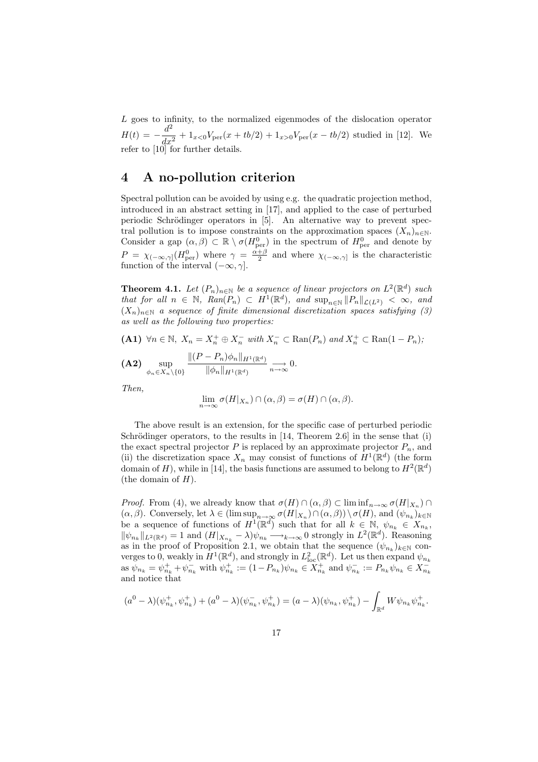$L$ goes to infinity, to the normalized eigenmodes of the dislocation operator $H(t) = -\frac{d^2}{dx^2} + 1_{x<0}V_{\rm per}(x+tb/2) + 1_{x>0}V_{\rm per}(x-tb/2)$ studied in [12]. We refer to [10] for further details.

# 4 A no-pollution criterion

Spectral pollution can be avoided by using e.g. the quadratic projection method, introduced in an abstract setting in [17], and applied to the case of perturbed periodic Schrödinger operators in [5]. An alternative way to prevent spectral pollution is to impose constraints on the approximation spaces $(X_n)_{n\in\mathbb{N}}$. Consider a gap $(\alpha,\beta) \subset \mathbb{R}\setminus\sigma(H^0_{\rm per})$ in the spectrum of $H^0_{\rm per}$ and denote by $P = \chi_{(-\infty,\gamma]}(H^0_{\rm per})$ where $\gamma = \frac{\alpha+\beta}{2}$ and where $\chi_{(-\infty,\gamma]}$ is the characteristic function of the interval $(-\infty,\gamma]$.

**Theorem 4.1.** *Let $(P_n)_{n\in\mathbb{N}}$ be a sequence of linear projectors on $L^2(\mathbb{R}^d)$ such that for all $n\in\mathbb{N}$, $Ran(P_n)\subset H^1(\mathbb{R}^d)$, and $\sup_{n\in\mathbb{N}}\|P_n\|_{\mathcal{L}(L^2)} < \infty$, and $(X_n)_{n\in\mathbb{N}}$ a sequence of finite dimensional discretization spaces satisfying (3) as well as the following two properties:*

**(A1)** $\forall n\in\mathbb{N},\ X_n = X_n^+\oplus X_n^-$ *with* $X_n^-\subset \mathrm{Ran}(P_n)$ *and* $X_n^+\subset\mathrm{Ran}(1-P_n)$*;*

**(A2)** $$\sup_{\phi_n\in X_n\setminus\{0\}} \frac{\|(P-P_n)\phi_n\|_{H^1(\mathbb{R}^d)}}{\|\phi_n\|_{H^1(\mathbb{R}^d)}} \underset{n\to\infty}{\longrightarrow} 0.$$

*Then,*

$$\lim_{n\to\infty}\sigma(H|_{X_n})\cap(\alpha,\beta) = \sigma(H)\cap(\alpha,\beta).$$

The above result is an extension, for the specific case of perturbed periodic Schrödinger operators, to the results in [14, Theorem 2.6] in the sense that (i) the exact spectral projector $P$ is replaced by an approximate projector $P_n$, and (ii) the discretization space $X_n$ may consist of functions of $H^1(\mathbb{R}^d)$ (the form domain of $H$), while in [14], the basis functions are assumed to belong to $H^2(\mathbb{R}^d)$ (the domain of $H$).

*Proof.* From (4), we already know that $\sigma(H)\cap(\alpha,\beta)\subset\liminf_{n\to\infty}\sigma(H|_{X_n})\cap(\alpha,\beta)$. Conversely, let $\lambda\in(\limsup_{n\to\infty}\sigma(H|_{X_n})\cap(\alpha,\beta))\setminus\sigma(H)$, and $(\psi_{n_k})_{k\in\mathbb{N}}$ be a sequence of functions of $H^1(\mathbb{R}^d)$ such that for all $k\in\mathbb{N}$, $\psi_{n_k}\in X_{n_k}$, $\|\psi_{n_k}\|_{L^2(\mathbb{R}^d)}=1$ and $(H|_{X_{n_k}}-\lambda)\psi_{n_k}\longrightarrow_{k\to\infty}0$ strongly in $L^2(\mathbb{R}^d)$. Reasoning as in the proof of Proposition 2.1, we obtain that the sequence $(\psi_{n_k})_{k\in\mathbb{N}}$ converges to 0, weakly in $H^1(\mathbb{R}^d)$, and strongly in $L^2_{\rm loc}(\mathbb{R}^d)$. Let us then expand $\psi_{n_k}$ as $\psi_{n_k}=\psi^+_{n_k}+\psi^-_{n_k}$ with $\psi^+_{n_k}:=(1-P_{n_k})\psi_{n_k}\in X^+_{n_k}$ and $\psi^-_{n_k}:=P_{n_k}\psi_{n_k}\in X^-_{n_k}$ and notice that

$$(a^0-\lambda)(\psi^+_{n_k},\psi^+_{n_k})+(a^0-\lambda)(\psi^-_{n_k},\psi^+_{n_k}) = (a-\lambda)(\psi_{n_k},\psi^+_{n_k}) - \int_{\mathbb{R}^d}W\psi_{n_k}\psi^+_{n_k}.$$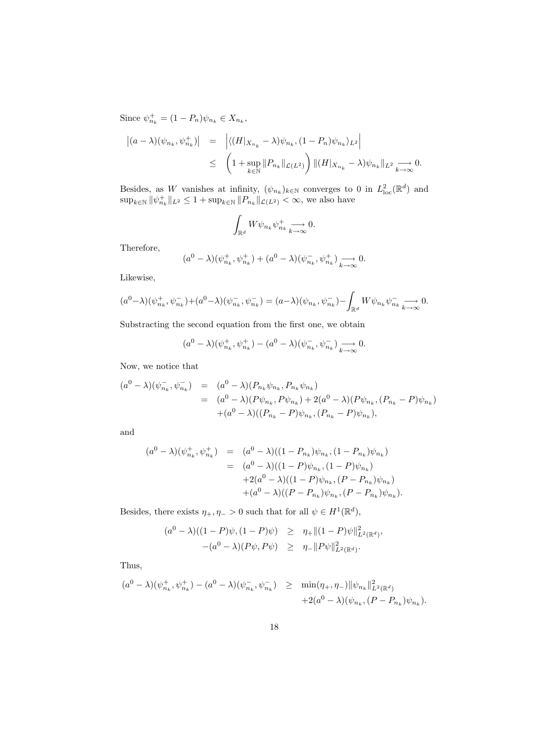Since $\psi_{n_k}^+ = (1-P_n)\psi_{n_k} \in X_{n_k}$,

$$
\begin{aligned}
\left|(a-\lambda)(\psi_{n_k}, \psi_{n_k}^+)\right| &= \left|\langle (H|_{X_{n_k}} - \lambda)\psi_{n_k}, (1-P_n)\psi_{n_k}\rangle_{L^2}\right| \\
&\leq \left(1 + \sup_{k\in\mathbb{N}} \|P_{n_k}\|_{\mathcal{L}(L^2)}\right) \|(H|_{X_{n_k}} - \lambda)\psi_{n_k}\|_{L^2} \underset{k\to\infty}{\longrightarrow} 0.
\end{aligned}
$$

Besides, as $W$ vanishes at infinity, $(\psi_{n_k})_{k\in\mathbb{N}}$ converges to 0 in $L^2_{\rm loc}(\mathbb{R}^d)$ and $\sup_{k\in\mathbb{N}} \|\psi_{n_k}^+\|_{L^2} \leq 1 + \sup_{k\in\mathbb{N}} \|P_{n_k}\|_{\mathcal{L}(L^2)} < \infty$, we also have

$$
\int_{\mathbb{R}^d} W \psi_{n_k} \psi_{n_k}^+ \underset{k\to\infty}{\longrightarrow} 0.
$$

Therefore,

$$
(a^0 - \lambda)(\psi_{n_k}^+, \psi_{n_k}^+) + (a^0 - \lambda)(\psi_{n_k}^-, \psi_{n_k}^+) \underset{k\to\infty}{\longrightarrow} 0.
$$

Likewise,

$$
(a^0-\lambda)(\psi_{n_k}^+, \psi_{n_k}^-) + (a^0-\lambda)(\psi_{n_k}^-, \psi_{n_k}^-) = (a-\lambda)(\psi_{n_k}, \psi_{n_k}^-) - \int_{\mathbb{R}^d} W \psi_{n_k} \psi_{n_k}^- \underset{k\to\infty}{\longrightarrow} 0.
$$

Substracting the second equation from the first one, we obtain

$$
(a^0 - \lambda)(\psi_{n_k}^+, \psi_{n_k}^+) - (a^0 - \lambda)(\psi_{n_k}^-, \psi_{n_k}^-) \underset{k\to\infty}{\longrightarrow} 0.
$$

Now, we notice that

$$
\begin{aligned}
(a^0 - \lambda)(\psi_{n_k}^-, \psi_{n_k}^-) &= (a^0 - \lambda)(P_{n_k}\psi_{n_k}, P_{n_k}\psi_{n_k}) \\
&= (a^0 - \lambda)(P\psi_{n_k}, P\psi_{n_k}) + 2(a^0 - \lambda)(P\psi_{n_k}, (P_{n_k} - P)\psi_{n_k}) \\
&\quad + (a^0 - \lambda)((P_{n_k} - P)\psi_{n_k}, (P_{n_k} - P)\psi_{n_k}),
\end{aligned}
$$

and

$$
\begin{aligned}
(a^0 - \lambda)(\psi_{n_k}^+, \psi_{n_k}^+) &= (a^0 - \lambda)((1-P_{n_k})\psi_{n_k}, (1-P_{n_k})\psi_{n_k}) \\
&= (a^0 - \lambda)((1-P)\psi_{n_k}, (1-P)\psi_{n_k}) \\
&\quad + 2(a^0 - \lambda)((1-P)\psi_{n_k}, (P - P_{n_k})\psi_{n_k}) \\
&\quad + (a^0 - \lambda)((P - P_{n_k})\psi_{n_k}, (P - P_{n_k})\psi_{n_k}).
\end{aligned}
$$

Besides, there exists $\eta_+, \eta_- > 0$ such that for all $\psi \in H^1(\mathbb{R}^d)$,

$$
\begin{aligned}
(a^0 - \lambda)((1-P)\psi, (1-P)\psi) &\geq \eta_+ \|(1-P)\psi\|^2_{L^2(\mathbb{R}^d)}, \\
-(a^0 - \lambda)(P\psi, P\psi) &\geq \eta_- \|P\psi\|^2_{L^2(\mathbb{R}^d)}.
\end{aligned}
$$

Thus,

$$
\begin{aligned}
(a^0 - \lambda)(\psi_{n_k}^+, \psi_{n_k}^+) - (a^0 - \lambda)(\psi_{n_k}^-, \psi_{n_k}^-) &\geq \min(\eta_+, \eta_-)\|\psi_{n_k}\|^2_{L^2(\mathbb{R}^d)} \\
&\quad + 2(a^0 - \lambda)(\psi_{n_k}, (P - P_{n_k})\psi_{n_k}).
\end{aligned}
$$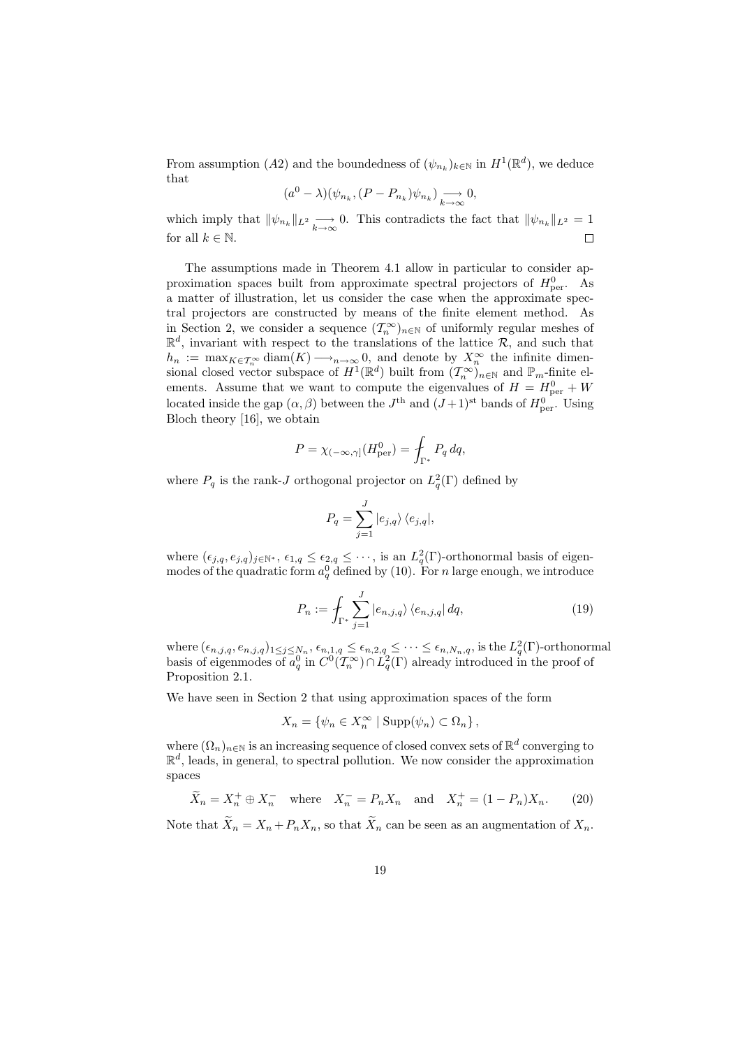From assumption $(A2)$ and the boundedness of $(\psi_{n_k})_{k\in\mathbb{N}}$ in $H^1(\mathbb{R}^d)$, we deduce that

$$(a^0 - \lambda)(\psi_{n_k}, (P - P_{n_k})\psi_{n_k}) \underset{k\to\infty}{\longrightarrow} 0,$$

which imply that $\|\psi_{n_k}\|_{L^2} \underset{k\to\infty}{\longrightarrow} 0$. This contradicts the fact that $\|\psi_{n_k}\|_{L^2} = 1$ for all $k \in \mathbb{N}$. $\square$

The assumptions made in Theorem 4.1 allow in particular to consider approximation spaces built from approximate spectral projectors of $H^0_{\rm per}$. As a matter of illustration, let us consider the case when the approximate spectral projectors are constructed by means of the finite element method. As in Section 2, we consider a sequence $(\mathcal{T}_n^\infty)_{n\in\mathbb{N}}$ of uniformly regular meshes of $\mathbb{R}^d$, invariant with respect to the translations of the lattice $\mathcal{R}$, and such that $h_n := \max_{K\in\mathcal{T}_n^\infty} \mathrm{diam}(K) \longrightarrow_{n\to\infty} 0$, and denote by $X_n^\infty$ the infinite dimensional closed vector subspace of $H^1(\mathbb{R}^d)$ built from $(\mathcal{T}_n^\infty)_{n\in\mathbb{N}}$ and $\mathbb{P}_m$-finite elements. Assume that we want to compute the eigenvalues of $H = H^0_{\rm per} + W$ located inside the gap $(\alpha, \beta)$ between the $J^{\rm th}$ and $(J+1)^{\rm st}$ bands of $H^0_{\rm per}$. Using Bloch theory [16], we obtain

$$P = \chi_{(-\infty,\gamma]}(H^0_{\rm per}) = \fint_{\Gamma^*} P_q \, dq,$$

where $P_q$ is the rank-$J$ orthogonal projector on $L^2_q(\Gamma)$ defined by

$$P_q = \sum_{j=1}^{J} |e_{j,q}\rangle \, \langle e_{j,q}|,$$

where $(\epsilon_{j,q}, e_{j,q})_{j\in\mathbb{N}^*}$, $\epsilon_{1,q} \le \epsilon_{2,q} \le \cdots$, is an $L^2_q(\Gamma)$-orthonormal basis of eigenmodes of the quadratic form $a^0_q$ defined by (10). For $n$ large enough, we introduce

$$P_n := \fint_{\Gamma^*} \sum_{j=1}^{J} |e_{n,j,q}\rangle \, \langle e_{n,j,q}| \, dq, \tag{19}$$

where $(\epsilon_{n,j,q}, e_{n,j,q})_{1\le j\le N_n}$, $\epsilon_{n,1,q} \le \epsilon_{n,2,q} \le \cdots \le \epsilon_{n,N_n,q}$, is the $L^2_q(\Gamma)$-orthonormal basis of eigenmodes of $a^0_q$ in $C^0(\mathcal{T}_n^\infty) \cap L^2_q(\Gamma)$ already introduced in the proof of Proposition 2.1.

We have seen in Section 2 that using approximation spaces of the form

$$X_n = \{\psi_n \in X_n^\infty \mid \mathrm{Supp}(\psi_n) \subset \Omega_n\},$$

where $(\Omega_n)_{n\in\mathbb{N}}$ is an increasing sequence of closed convex sets of $\mathbb{R}^d$ converging to $\mathbb{R}^d$, leads, in general, to spectral pollution. We now consider the approximation spaces

$$\widetilde{X}_n = X_n^+ \oplus X_n^- \quad \text{where} \quad X_n^- = P_n X_n \quad \text{and} \quad X_n^+ = (1 - P_n)X_n. \tag{20}$$

Note that $\widetilde{X}_n = X_n + P_n X_n$, so that $\widetilde{X}_n$ can be seen as an augmentation of $X_n$.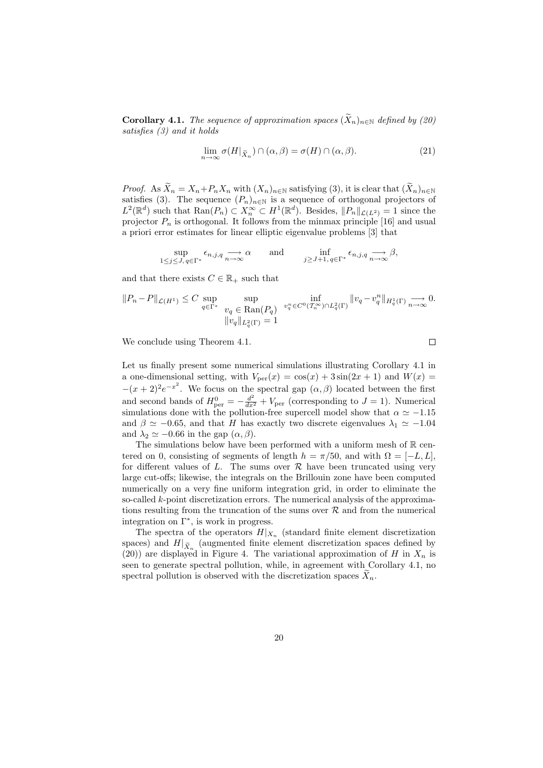**Corollary 4.1.** *The sequence of approximation spaces $(\widetilde{X}_n)_{n\in\mathbb{N}}$ defined by (20) satisfies (3) and it holds*

$$\lim_{n\to\infty} \sigma(H|_{\widetilde{X}_n}) \cap (\alpha,\beta) = \sigma(H) \cap (\alpha,\beta). \tag{21}$$

*Proof.* As $\widetilde{X}_n = X_n + P_n X_n$ with $(X_n)_{n\in\mathbb{N}}$ satisfying (3), it is clear that $(\widetilde{X}_n)_{n\in\mathbb{N}}$ satisfies (3). The sequence $(P_n)_{n\in\mathbb{N}}$ is a sequence of orthogonal projectors of $L^2(\mathbb{R}^d)$ such that $\mathrm{Ran}(P_n) \subset X_n^\infty \subset H^1(\mathbb{R}^d)$. Besides, $\|P_n\|_{\mathcal{L}(L^2)} = 1$ since the projector $P_n$ is orthogonal. It follows from the minmax principle [16] and usual a priori error estimates for linear elliptic eigenvalue problems [3] that

$$\sup_{1\le j\le J,\, q\in\Gamma^*} \epsilon_{n,j,q} \underset{n\to\infty}{\longrightarrow} \alpha \qquad \text{and} \qquad \inf_{j\ge J+1,\, q\in\Gamma^*} \epsilon_{n,j,q} \underset{n\to\infty}{\longrightarrow} \beta,$$

and that there exists $C \in \mathbb{R}_+$ such that

$$\|P_n - P\|_{\mathcal{L}(H^1)} \le C \sup_{q\in\Gamma^*} \sup_{\substack{v_q \in \mathrm{Ran}(P_q) \\ \|v_q\|_{L^2_q(\Gamma)} = 1}} \inf_{v_q^n \in C^0(\mathcal{T}_n^\infty)\cap L^2_q(\Gamma)} \|v_q - v_q^n\|_{H^1_q(\Gamma)} \underset{n\to\infty}{\longrightarrow} 0.$$

We conclude using Theorem 4.1. $\square$

Let us finally present some numerical simulations illustrating Corollary 4.1 in a one-dimensional setting, with $V_{\rm per}(x) = \cos(x) + 3\sin(2x+1)$ and $W(x) = -(x+2)^2 e^{-x^2}$. We focus on the spectral gap $(\alpha,\beta)$ located between the first and second bands of $H^0_{\rm per} = -\frac{d^2}{dx^2} + V_{\rm per}$ (corresponding to $J = 1$). Numerical simulations done with the pollution-free supercell model show that $\alpha \simeq -1.15$ and $\beta \simeq -0.65$, and that $H$ has exactly two discrete eigenvalues $\lambda_1 \simeq -1.04$ and $\lambda_2 \simeq -0.66$ in the gap $(\alpha,\beta)$.

The simulations below have been performed with a uniform mesh of $\mathbb{R}$ centered on 0, consisting of segments of length $h = \pi/50$, and with $\Omega = [-L, L]$, for different values of $L$. The sums over $\mathcal{R}$ have been truncated using very large cut-offs; likewise, the integrals on the Brillouin zone have been computed numerically on a very fine uniform integration grid, in order to eliminate the so-called $k$-point discretization errors. The numerical analysis of the approximations resulting from the truncation of the sums over $\mathcal{R}$ and from the numerical integration on $\Gamma^*$, is work in progress.

The spectra of the operators $H|_{X_n}$ (standard finite element discretization spaces) and $H|_{\widetilde{X}_n}$ (augmented finite element discretization spaces defined by (20)) are displayed in Figure 4. The variational approximation of $H$ in $X_n$ is seen to generate spectral pollution, while, in agreement with Corollary 4.1, no spectral pollution is observed with the discretization spaces $\widetilde{X}_n$.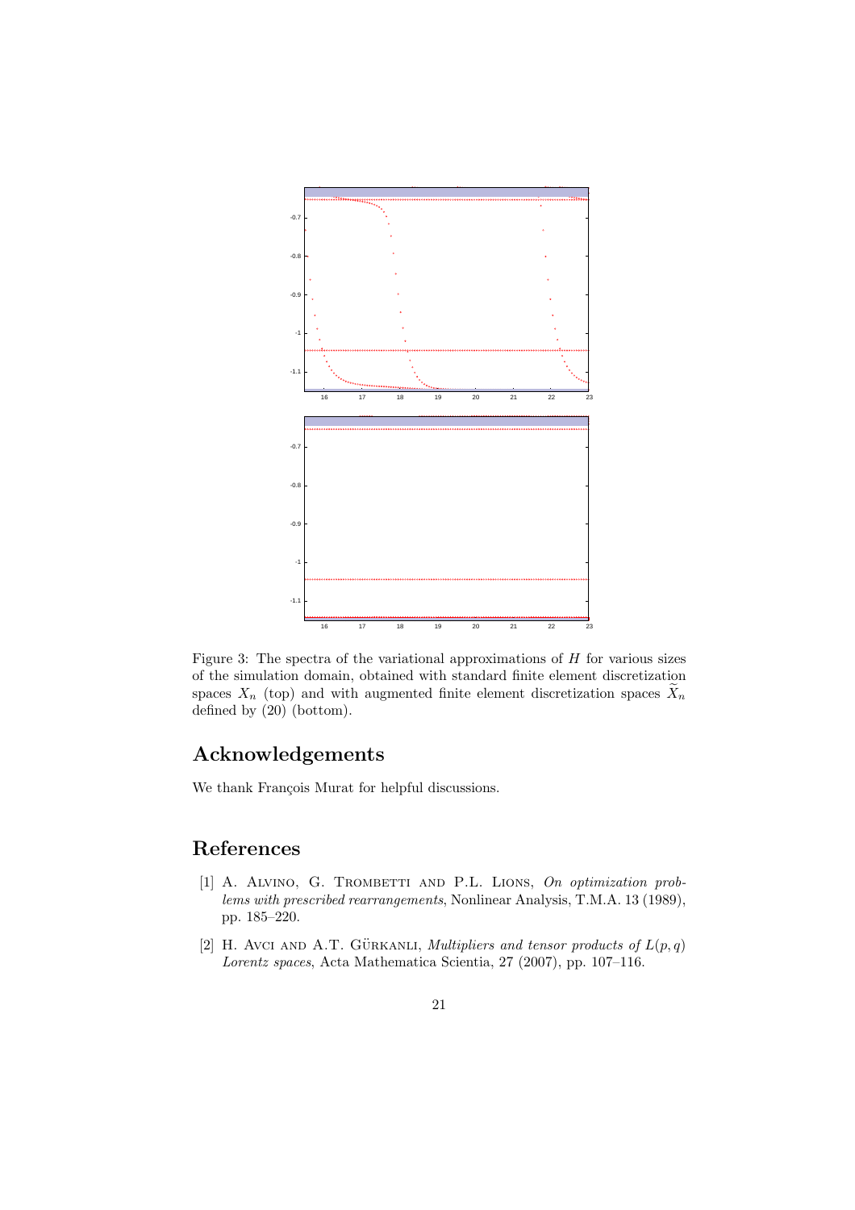Figure 3: The spectra of the variational approximations of $H$ for various sizes of the simulation domain, obtained with standard finite element discretization spaces $X_n$ (top) and with augmented finite element discretization spaces $\widetilde{X}_n$ defined by (20) (bottom).

## Acknowledgements

We thank François Murat for helpful discussions.

## References

[1] A. Alvino, G. Trombetti and P.L. Lions, *On optimization problems with prescribed rearrangements*, Nonlinear Analysis, T.M.A. 13 (1989), pp. 185–220.

[2] H. Avci and A.T. Gürkanli, *Multipliers and tensor products of $L(p, q)$ Lorentz spaces*, Acta Mathematica Scientia, 27 (2007), pp. 107–116.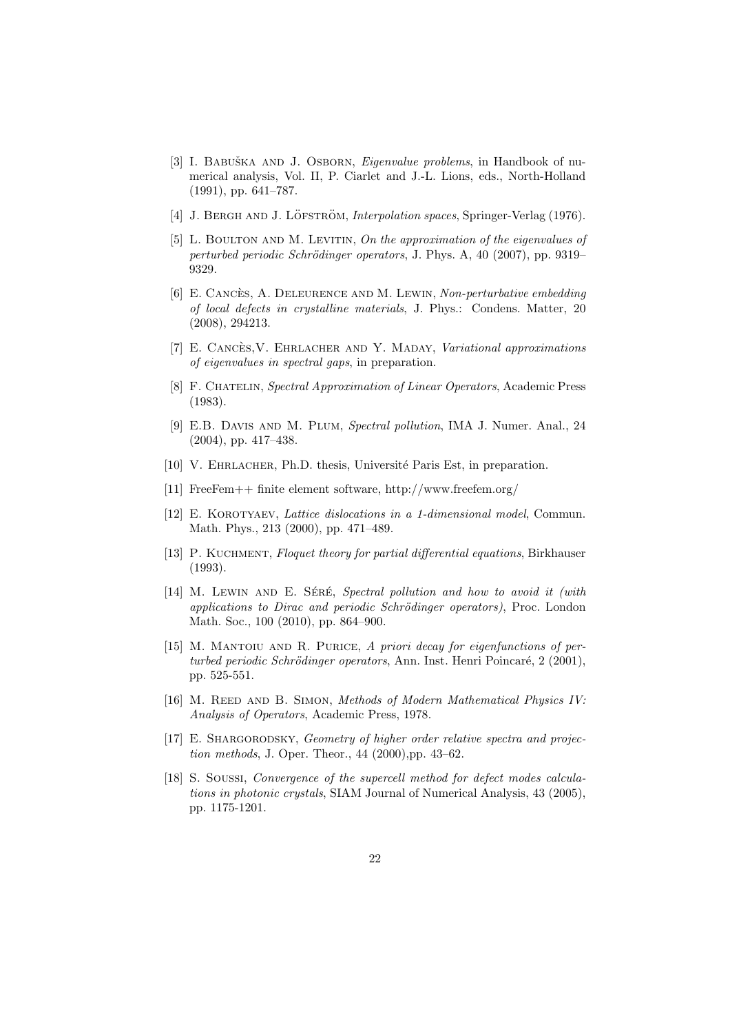[3] I. Babuška and J. Osborn, *Eigenvalue problems*, in Handbook of numerical analysis, Vol. II, P. Ciarlet and J.-L. Lions, eds., North-Holland (1991), pp. 641–787.

[4] J. Bergh and J. Löfström, *Interpolation spaces*, Springer-Verlag (1976).

[5] L. Boulton and M. Levitin, *On the approximation of the eigenvalues of perturbed periodic Schrödinger operators*, J. Phys. A, 40 (2007), pp. 9319–9329.

[6] E. Cancès, A. Deleurence and M. Lewin, *Non-perturbative embedding of local defects in crystalline materials*, J. Phys.: Condens. Matter, 20 (2008), 294213.

[7] E. Cancès,V. Ehrlacher and Y. Maday, *Variational approximations of eigenvalues in spectral gaps*, in preparation.

[8] F. Chatelin, *Spectral Approximation of Linear Operators*, Academic Press (1983).

[9] E.B. Davis and M. Plum, *Spectral pollution*, IMA J. Numer. Anal., 24 (2004), pp. 417–438.

[10] V. Ehrlacher, Ph.D. thesis, Université Paris Est, in preparation.

[11] FreeFem++ finite element software, http://www.freefem.org/

[12] E. Korotyaev, *Lattice dislocations in a 1-dimensional model*, Commun. Math. Phys., 213 (2000), pp. 471–489.

[13] P. Kuchment, *Floquet theory for partial differential equations*, Birkhauser (1993).

[14] M. Lewin and E. Séré, *Spectral pollution and how to avoid it (with applications to Dirac and periodic Schrödinger operators)*, Proc. London Math. Soc., 100 (2010), pp. 864–900.

[15] M. Mantoiu and R. Purice, *A priori decay for eigenfunctions of perturbed periodic Schrödinger operators*, Ann. Inst. Henri Poincaré, 2 (2001), pp. 525-551.

[16] M. Reed and B. Simon, *Methods of Modern Mathematical Physics IV: Analysis of Operators*, Academic Press, 1978.

[17] E. Shargorodsky, *Geometry of higher order relative spectra and projection methods*, J. Oper. Theor., 44 (2000),pp. 43–62.

[18] S. Soussi, *Convergence of the supercell method for defect modes calculations in photonic crystals*, SIAM Journal of Numerical Analysis, 43 (2005), pp. 1175-1201.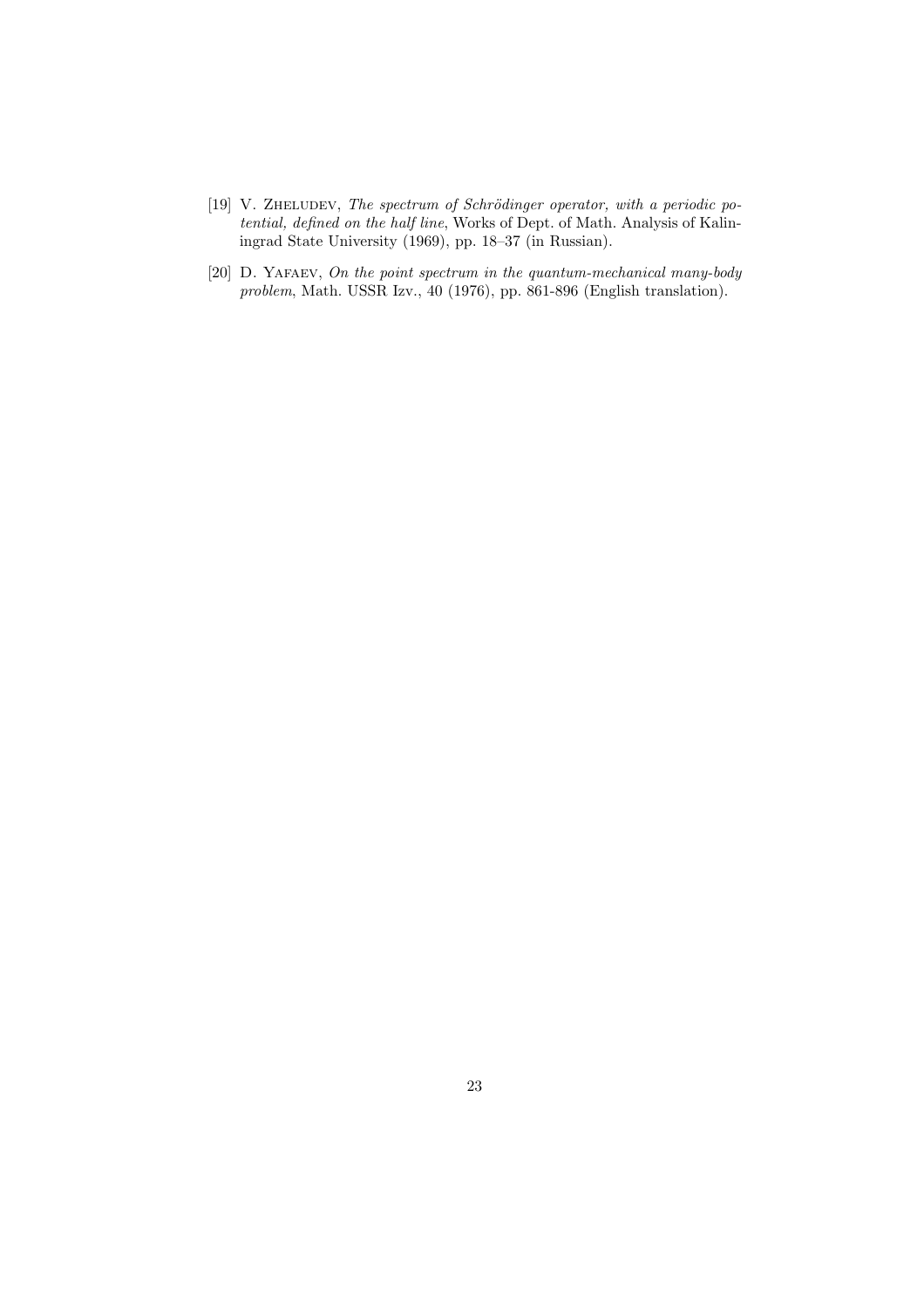[19] V. Zheludev, *The spectrum of Schrödinger operator, with a periodic potential, defined on the half line*, Works of Dept. of Math. Analysis of Kaliningrad State University (1969), pp. 18–37 (in Russian).

[20] D. Yafaev, *On the point spectrum in the quantum-mechanical many-body problem*, Math. USSR Izv., 40 (1976), pp. 861-896 (English translation).